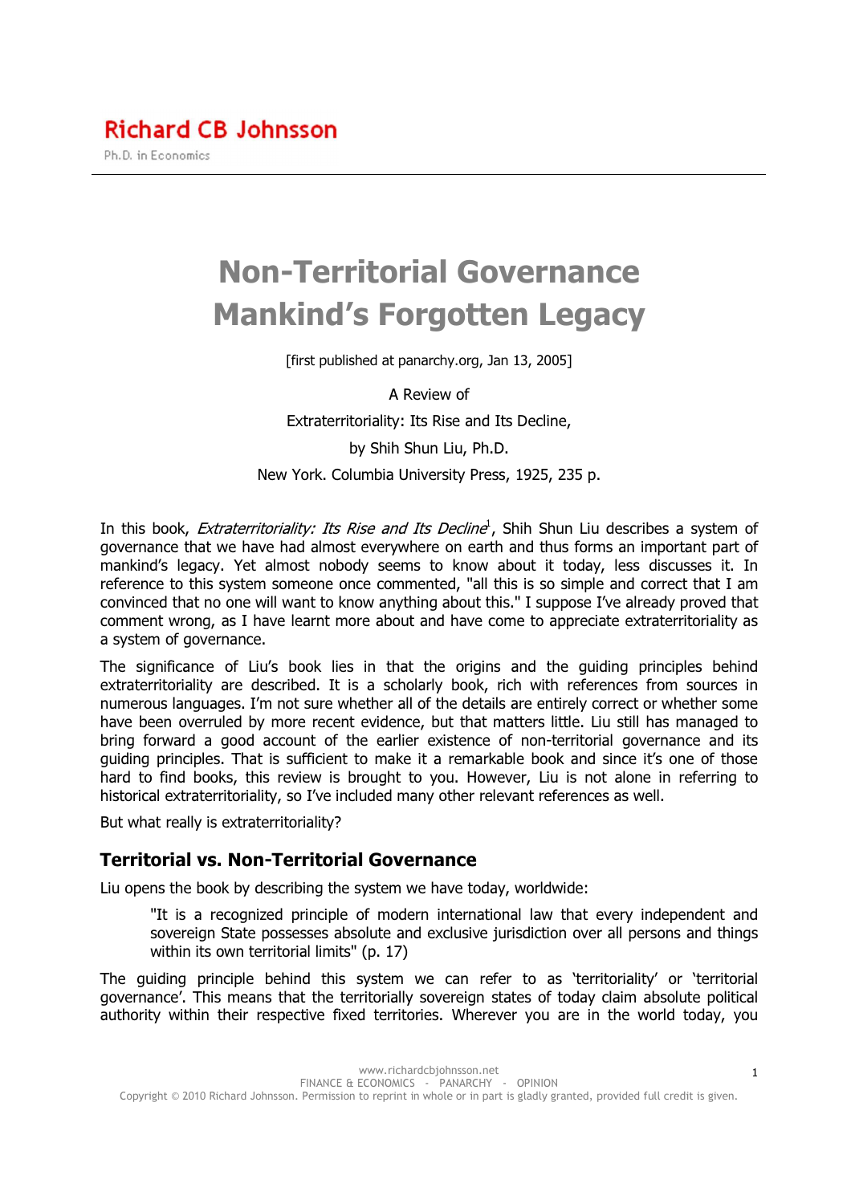Richard CB Johnsson

Ph.D. in Economics

# Non-Territorial Governance
# Mankind's Forgotten Legacy

[first published at panarchy.org, Jan 13, 2005]

A Review of

Extraterritoriality: Its Rise and Its Decline,

by Shih Shun Liu, Ph.D.

New York. Columbia University Press, 1925, 235 p.

In this book, *Extraterritoriality: Its Rise and Its Decline*[1], Shih Shun Liu describes a system of governance that we have had almost everywhere on earth and thus forms an important part of mankind's legacy. Yet almost nobody seems to know about it today, less discusses it. In reference to this system someone once commented, "all this is so simple and correct that I am convinced that no one will want to know anything about this." I suppose I've already proved that comment wrong, as I have learnt more about and have come to appreciate extraterritoriality as a system of governance.

The significance of Liu's book lies in that the origins and the guiding principles behind extraterritoriality are described. It is a scholarly book, rich with references from sources in numerous languages. I'm not sure whether all of the details are entirely correct or whether some have been overruled by more recent evidence, but that matters little. Liu still has managed to bring forward a good account of the earlier existence of non-territorial governance and its guiding principles. That is sufficient to make it a remarkable book and since it's one of those hard to find books, this review is brought to you. However, Liu is not alone in referring to historical extraterritoriality, so I've included many other relevant references as well.

But what really is extraterritoriality?

## Territorial vs. Non-Territorial Governance

Liu opens the book by describing the system we have today, worldwide:

> "It is a recognized principle of modern international law that every independent and sovereign State possesses absolute and exclusive jurisdiction over all persons and things within its own territorial limits" (p. 17)

The guiding principle behind this system we can refer to as 'territoriality' or 'territorial governance'. This means that the territorially sovereign states of today claim absolute political authority within their respective fixed territories. Wherever you are in the world today, you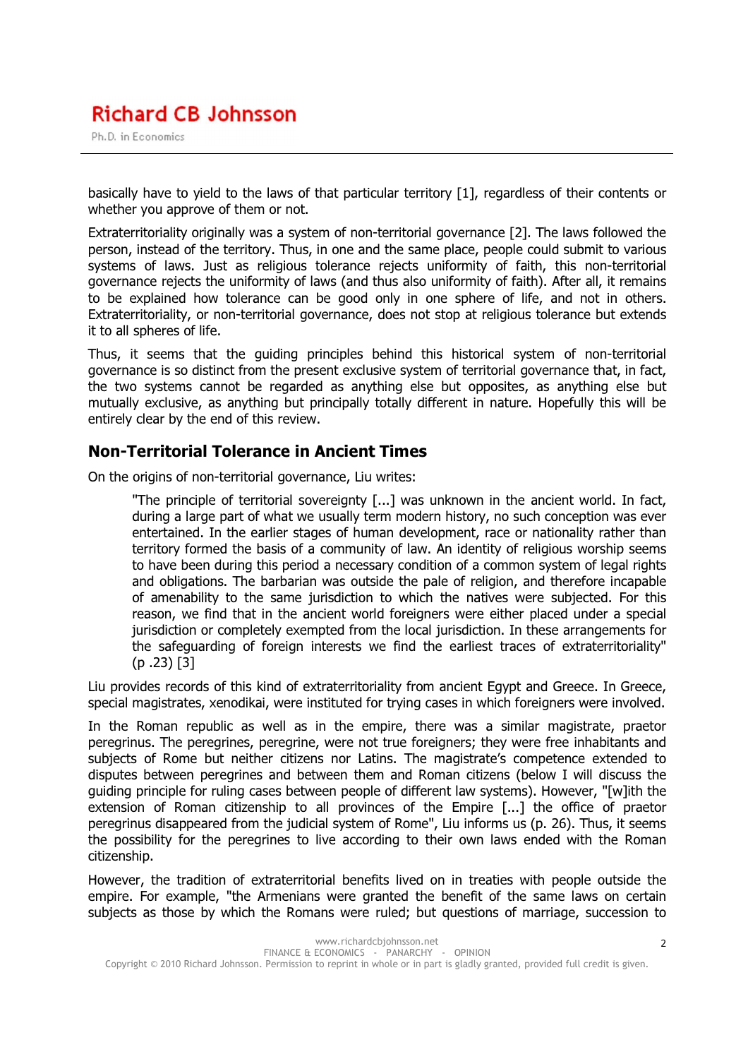basically have to yield to the laws of that particular territory [1], regardless of their contents or whether you approve of them or not.

Extraterritoriality originally was a system of non-territorial governance [2]. The laws followed the person, instead of the territory. Thus, in one and the same place, people could submit to various systems of laws. Just as religious tolerance rejects uniformity of faith, this non-territorial governance rejects the uniformity of laws (and thus also uniformity of faith). After all, it remains to be explained how tolerance can be good only in one sphere of life, and not in others. Extraterritoriality, or non-territorial governance, does not stop at religious tolerance but extends it to all spheres of life.

Thus, it seems that the guiding principles behind this historical system of non-territorial governance is so distinct from the present exclusive system of territorial governance that, in fact, the two systems cannot be regarded as anything else but opposites, as anything else but mutually exclusive, as anything but principally totally different in nature. Hopefully this will be entirely clear by the end of this review.

## Non-Territorial Tolerance in Ancient Times

On the origins of non-territorial governance, Liu writes:

> "The principle of territorial sovereignty [...] was unknown in the ancient world. In fact, during a large part of what we usually term modern history, no such conception was ever entertained. In the earlier stages of human development, race or nationality rather than territory formed the basis of a community of law. An identity of religious worship seems to have been during this period a necessary condition of a common system of legal rights and obligations. The barbarian was outside the pale of religion, and therefore incapable of amenability to the same jurisdiction to which the natives were subjected. For this reason, we find that in the ancient world foreigners were either placed under a special jurisdiction or completely exempted from the local jurisdiction. In these arrangements for the safeguarding of foreign interests we find the earliest traces of extraterritoriality" (p .23) [3]

Liu provides records of this kind of extraterritoriality from ancient Egypt and Greece. In Greece, special magistrates, xenodikai, were instituted for trying cases in which foreigners were involved.

In the Roman republic as well as in the empire, there was a similar magistrate, praetor peregrinus. The peregrines, peregrine, were not true foreigners; they were free inhabitants and subjects of Rome but neither citizens nor Latins. The magistrate's competence extended to disputes between peregrines and between them and Roman citizens (below I will discuss the guiding principle for ruling cases between people of different law systems). However, "[w]ith the extension of Roman citizenship to all provinces of the Empire [...] the office of praetor peregrinus disappeared from the judicial system of Rome", Liu informs us (p. 26). Thus, it seems the possibility for the peregrines to live according to their own laws ended with the Roman citizenship.

However, the tradition of extraterritorial benefits lived on in treaties with people outside the empire. For example, "the Armenians were granted the benefit of the same laws on certain subjects as those by which the Romans were ruled; but questions of marriage, succession to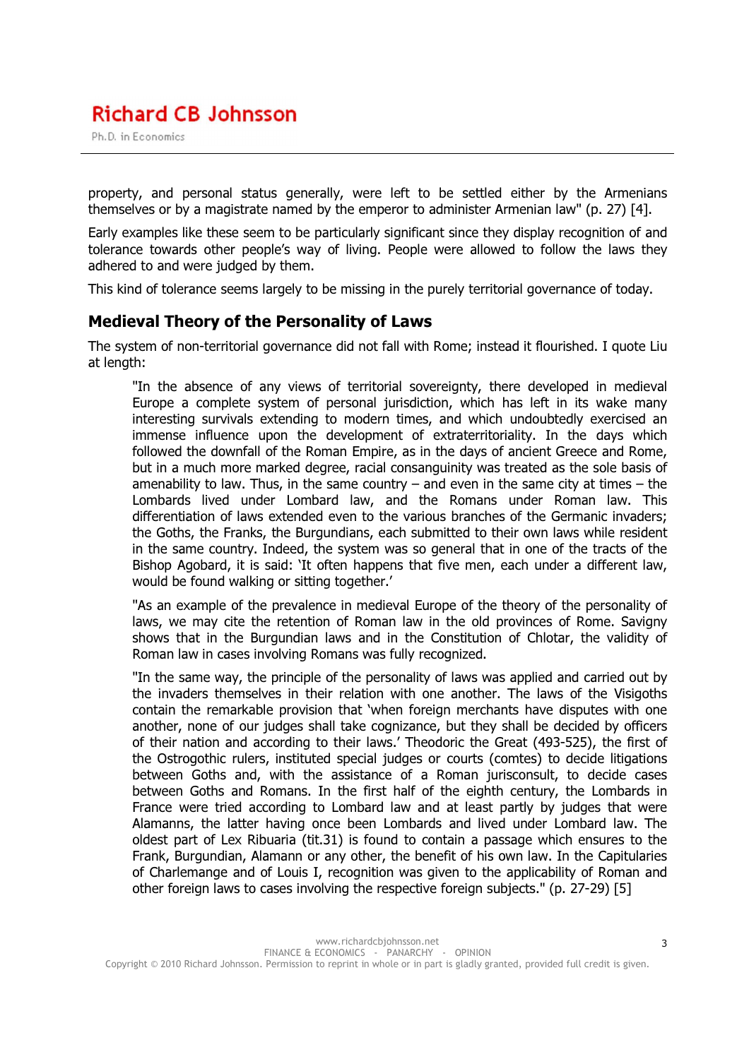property, and personal status generally, were left to be settled either by the Armenians themselves or by a magistrate named by the emperor to administer Armenian law" (p. 27) [4].

Early examples like these seem to be particularly significant since they display recognition of and tolerance towards other people's way of living. People were allowed to follow the laws they adhered to and were judged by them.

This kind of tolerance seems largely to be missing in the purely territorial governance of today.

## Medieval Theory of the Personality of Laws

The system of non-territorial governance did not fall with Rome; instead it flourished. I quote Liu at length:

> "In the absence of any views of territorial sovereignty, there developed in medieval Europe a complete system of personal jurisdiction, which has left in its wake many interesting survivals extending to modern times, and which undoubtedly exercised an immense influence upon the development of extraterritoriality. In the days which followed the downfall of the Roman Empire, as in the days of ancient Greece and Rome, but in a much more marked degree, racial consanguinity was treated as the sole basis of amenability to law. Thus, in the same country – and even in the same city at times – the Lombards lived under Lombard law, and the Romans under Roman law. This differentiation of laws extended even to the various branches of the Germanic invaders; the Goths, the Franks, the Burgundians, each submitted to their own laws while resident in the same country. Indeed, the system was so general that in one of the tracts of the Bishop Agobard, it is said: 'It often happens that five men, each under a different law, would be found walking or sitting together.'
>
> "As an example of the prevalence in medieval Europe of the theory of the personality of laws, we may cite the retention of Roman law in the old provinces of Rome. Savigny shows that in the Burgundian laws and in the Constitution of Chlotar, the validity of Roman law in cases involving Romans was fully recognized.
>
> "In the same way, the principle of the personality of laws was applied and carried out by the invaders themselves in their relation with one another. The laws of the Visigoths contain the remarkable provision that 'when foreign merchants have disputes with one another, none of our judges shall take cognizance, but they shall be decided by officers of their nation and according to their laws.' Theodoric the Great (493-525), the first of the Ostrogothic rulers, instituted special judges or courts (comtes) to decide litigations between Goths and, with the assistance of a Roman jurisconsult, to decide cases between Goths and Romans. In the first half of the eighth century, the Lombards in France were tried according to Lombard law and at least partly by judges that were Alamanns, the latter having once been Lombards and lived under Lombard law. The oldest part of Lex Ribuaria (tit.31) is found to contain a passage which ensures to the Frank, Burgundian, Alamann or any other, the benefit of his own law. In the Capitularies of Charlemagne and of Louis I, recognition was given to the applicability of Roman and other foreign laws to cases involving the respective foreign subjects." (p. 27-29) [5]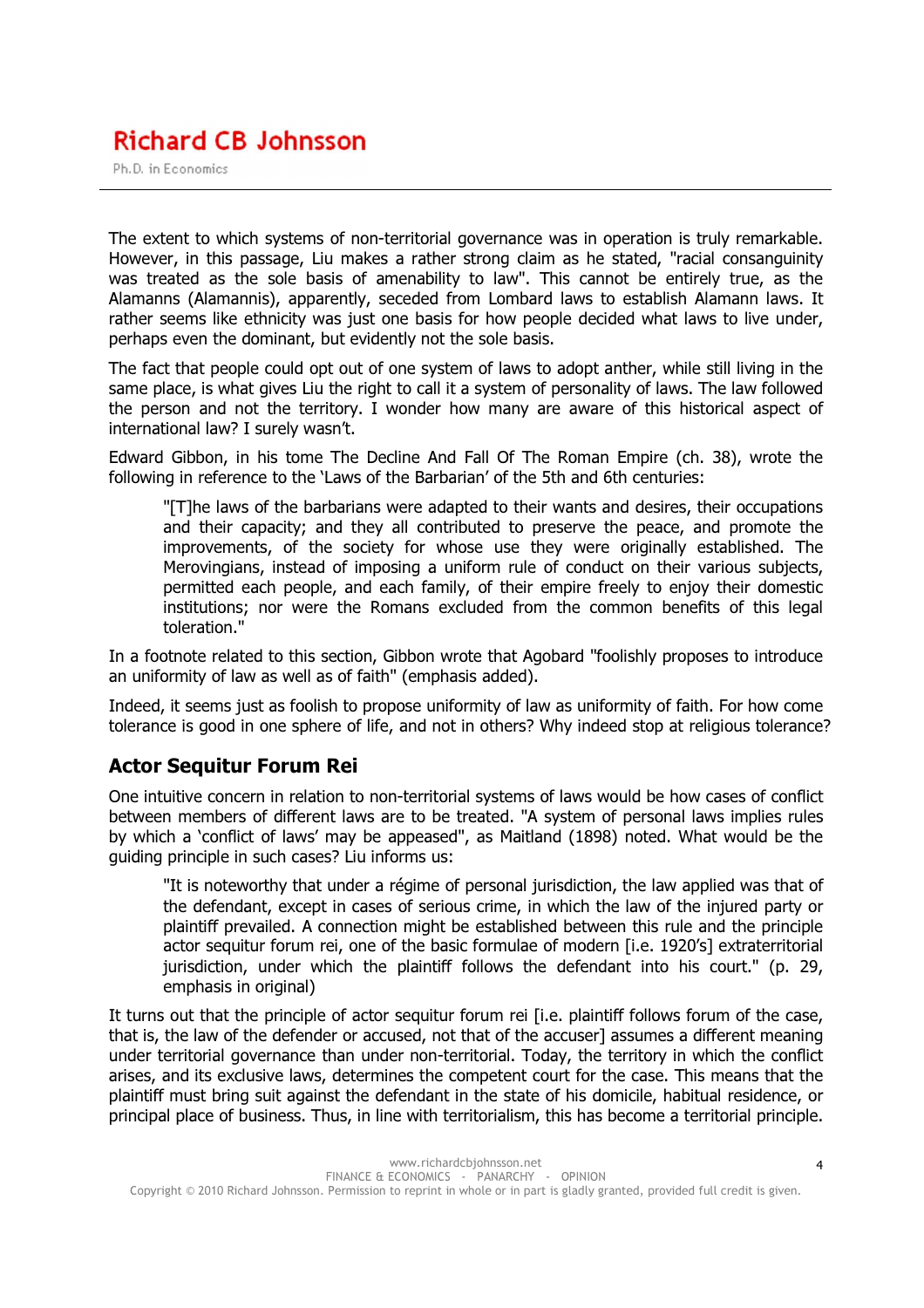The extent to which systems of non-territorial governance was in operation is truly remarkable. However, in this passage, Liu makes a rather strong claim as he stated, "racial consanguinity was treated as the sole basis of amenability to law". This cannot be entirely true, as the Alamanns (Alamannis), apparently, seceded from Lombard laws to establish Alamann laws. It rather seems like ethnicity was just one basis for how people decided what laws to live under, perhaps even the dominant, but evidently not the sole basis.

The fact that people could opt out of one system of laws to adopt anther, while still living in the same place, is what gives Liu the right to call it a system of personality of laws. The law followed the person and not the territory. I wonder how many are aware of this historical aspect of international law? I surely wasn't.

Edward Gibbon, in his tome The Decline And Fall Of The Roman Empire (ch. 38), wrote the following in reference to the 'Laws of the Barbarian' of the 5th and 6th centuries:

> "[T]he laws of the barbarians were adapted to their wants and desires, their occupations and their capacity; and they all contributed to preserve the peace, and promote the improvements, of the society for whose use they were originally established. The Merovingians, instead of imposing a uniform rule of conduct on their various subjects, permitted each people, and each family, of their empire freely to enjoy their domestic institutions; nor were the Romans excluded from the common benefits of this legal toleration."

In a footnote related to this section, Gibbon wrote that Agobard "foolishly proposes to introduce an uniformity of law as well as of faith" (emphasis added).

Indeed, it seems just as foolish to propose uniformity of law as uniformity of faith. For how come tolerance is good in one sphere of life, and not in others? Why indeed stop at religious tolerance?

## Actor Sequitur Forum Rei

One intuitive concern in relation to non-territorial systems of laws would be how cases of conflict between members of different laws are to be treated. "A system of personal laws implies rules by which a 'conflict of laws' may be appeased", as Maitland (1898) noted. What would be the guiding principle in such cases? Liu informs us:

> "It is noteworthy that under a régime of personal jurisdiction, the law applied was that of the defendant, except in cases of serious crime, in which the law of the injured party or plaintiff prevailed. A connection might be established between this rule and the principle *actor sequitur forum rei*, one of the basic formulae of modern [i.e. 1920's] extraterritorial jurisdiction, under which the plaintiff follows the defendant into his court." (p. 29, emphasis in original)

It turns out that the principle of actor sequitur forum rei [i.e. plaintiff follows forum of the case, that is, the law of the defender or accused, not that of the accuser] assumes a different meaning under territorial governance than under non-territorial. Today, the territory in which the conflict arises, and its exclusive laws, determines the competent court for the case. This means that the plaintiff must bring suit against the defendant in the state of his domicile, habitual residence, or principal place of business. Thus, in line with territorialism, this has become a territorial principle.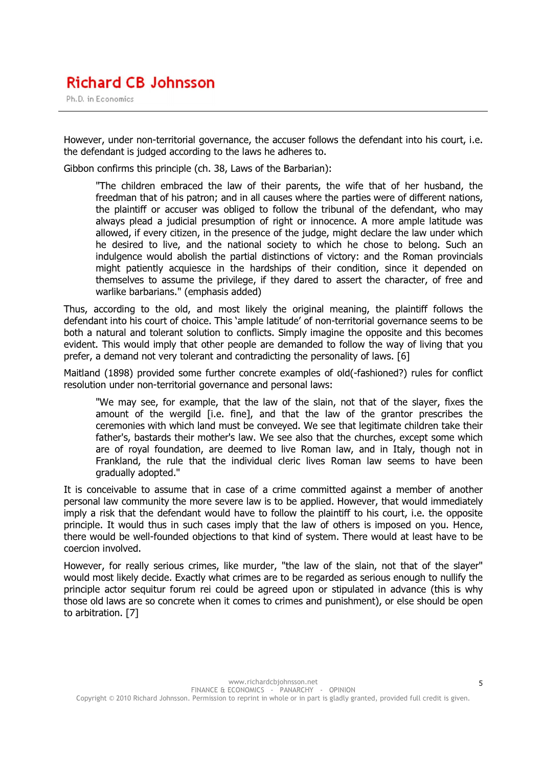However, under non-territorial governance, the accuser follows the defendant into his court, i.e. the defendant is judged according to the laws he adheres to.

Gibbon confirms this principle (ch. 38, Laws of the Barbarian):

> "The children embraced the law of their parents, the wife that of her husband, the freedman that of his patron; and in all causes where the parties were of different nations, the plaintiff or accuser was obliged to follow the tribunal of the defendant, who may always plead a judicial presumption of right or innocence. A more ample latitude was allowed, if every citizen, in the presence of the judge, might declare the law under which he desired to live, and the national society to which he chose to belong. Such an indulgence would abolish the partial distinctions of victory: and the Roman provincials might patiently acquiesce in the hardships of their condition, since it depended on themselves to assume the privilege, if they dared to assert the character, of free and warlike barbarians." (emphasis added)

Thus, according to the old, and most likely the original meaning, the plaintiff follows the defendant into his court of choice. This 'ample latitude' of non-territorial governance seems to be both a natural and tolerant solution to conflicts. Simply imagine the opposite and this becomes evident. This would imply that other people are demanded to follow the way of living that you prefer, a demand not very tolerant and contradicting the personality of laws. [6]

Maitland (1898) provided some further concrete examples of old(-fashioned?) rules for conflict resolution under non-territorial governance and personal laws:

> "We may see, for example, that the law of the slain, not that of the slayer, fixes the amount of the wergild [i.e. fine], and that the law of the grantor prescribes the ceremonies with which land must be conveyed. We see that legitimate children take their father's, bastards their mother's law. We see also that the churches, except some which are of royal foundation, are deemed to live Roman law, and in Italy, though not in Frankland, the rule that the individual cleric lives Roman law seems to have been gradually adopted."

It is conceivable to assume that in case of a crime committed against a member of another personal law community the more severe law is to be applied. However, that would immediately imply a risk that the defendant would have to follow the plaintiff to his court, i.e. the opposite principle. It would thus in such cases imply that the law of others is imposed on you. Hence, there would be well-founded objections to that kind of system. There would at least have to be coercion involved.

However, for really serious crimes, like murder, "the law of the slain, not that of the slayer" would most likely decide. Exactly what crimes are to be regarded as serious enough to nullify the principle actor sequitur forum rei could be agreed upon or stipulated in advance (this is why those old laws are so concrete when it comes to crimes and punishment), or else should be open to arbitration. [7]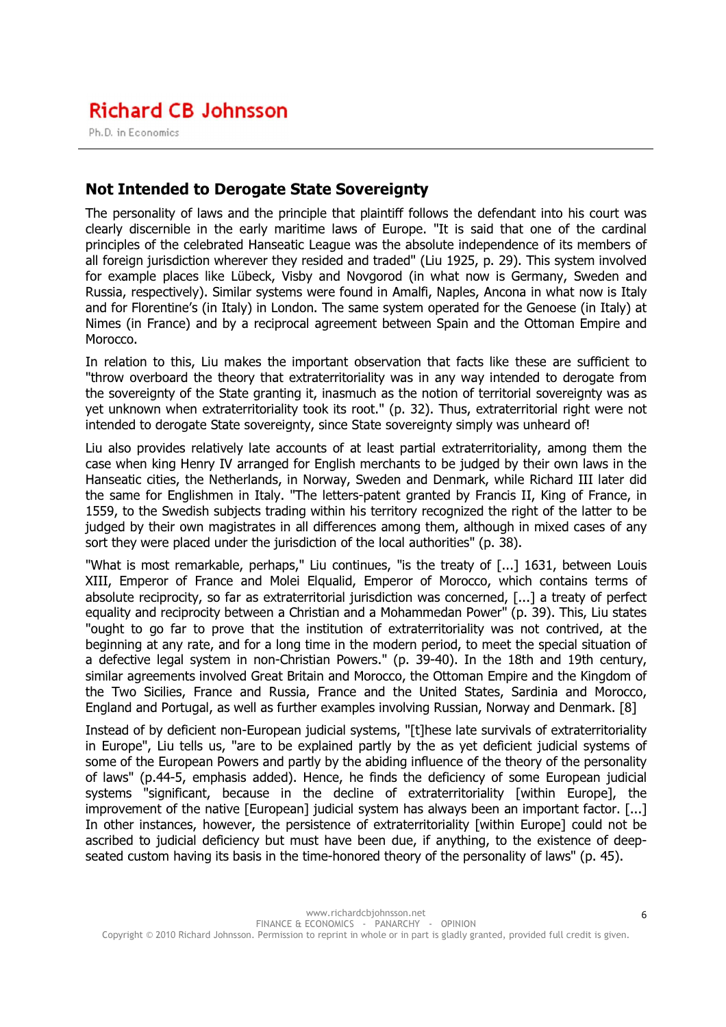## Not Intended to Derogate State Sovereignty

The personality of laws and the principle that plaintiff follows the defendant into his court was clearly discernible in the early maritime laws of Europe. "It is said that one of the cardinal principles of the celebrated Hanseatic League was the absolute independence of its members of all foreign jurisdiction wherever they resided and traded" (Liu 1925, p. 29). This system involved for example places like Lübeck, Visby and Novgorod (in what now is Germany, Sweden and Russia, respectively). Similar systems were found in Amalfi, Naples, Ancona in what now is Italy and for Florentine's (in Italy) in London. The same system operated for the Genoese (in Italy) at Nimes (in France) and by a reciprocal agreement between Spain and the Ottoman Empire and Morocco.

In relation to this, Liu makes the important observation that facts like these are sufficient to "throw overboard the theory that extraterritoriality was in any way intended to derogate from the sovereignty of the State granting it, inasmuch as the notion of territorial sovereignty was as yet unknown when extraterritoriality took its root." (p. 32). Thus, extraterritorial right were not intended to derogate State sovereignty, since State sovereignty simply was unheard of!

Liu also provides relatively late accounts of at least partial extraterritoriality, among them the case when king Henry IV arranged for English merchants to be judged by their own laws in the Hanseatic cities, the Netherlands, in Norway, Sweden and Denmark, while Richard III later did the same for Englishmen in Italy. "The letters-patent granted by Francis II, King of France, in 1559, to the Swedish subjects trading within his territory recognized the right of the latter to be judged by their own magistrates in all differences among them, although in mixed cases of any sort they were placed under the jurisdiction of the local authorities" (p. 38).

"What is most remarkable, perhaps," Liu continues, "is the treaty of [...] 1631, between Louis XIII, Emperor of France and Molei Elqualid, Emperor of Morocco, which contains terms of absolute reciprocity, so far as extraterritorial jurisdiction was concerned, [...] a treaty of perfect equality and reciprocity between a Christian and a Mohammedan Power" (p. 39). This, Liu states "ought to go far to prove that the institution of extraterritoriality was not contrived, at the beginning at any rate, and for a long time in the modern period, to meet the special situation of a defective legal system in non-Christian Powers." (p. 39-40). In the 18th and 19th century, similar agreements involved Great Britain and Morocco, the Ottoman Empire and the Kingdom of the Two Sicilies, France and Russia, France and the United States, Sardinia and Morocco, England and Portugal, as well as further examples involving Russian, Norway and Denmark. [8]

Instead of by deficient non-European judicial systems, "[t]hese late survivals of extraterritoriality in Europe", Liu tells us, "are to be explained partly by the as yet deficient judicial systems of some of the European Powers and partly by the abiding influence of the theory of the personality of laws" (p.44-5, emphasis added). Hence, he finds the deficiency of some European judicial systems "significant, because in the decline of extraterritoriality [within Europe], the improvement of the native [European] judicial system has always been an important factor. [...] In other instances, however, the persistence of extraterritoriality [within Europe] could not be ascribed to judicial deficiency but must have been due, if anything, to the existence of deep-seated custom having its basis in the time-honored theory of the personality of laws" (p. 45).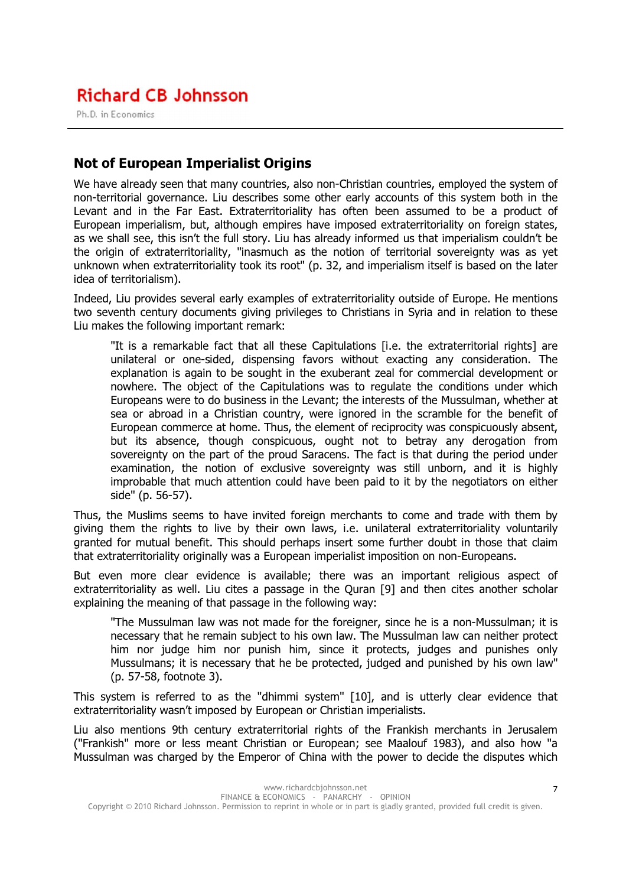## Not of European Imperialist Origins

We have already seen that many countries, also non-Christian countries, employed the system of non-territorial governance. Liu describes some other early accounts of this system both in the Levant and in the Far East. Extraterritoriality has often been assumed to be a product of European imperialism, but, although empires have imposed extraterritoriality on foreign states, as we shall see, this isn't the full story. Liu has already informed us that imperialism couldn't be the origin of extraterritoriality, "inasmuch as the notion of territorial sovereignty was as yet unknown when extraterritoriality took its root" (p. 32, and imperialism itself is based on the later idea of territorialism).

Indeed, Liu provides several early examples of extraterritoriality outside of Europe. He mentions two seventh century documents giving privileges to Christians in Syria and in relation to these Liu makes the following important remark:

> "It is a remarkable fact that all these Capitulations [i.e. the extraterritorial rights] are unilateral or one-sided, dispensing favors without exacting any consideration. The explanation is again to be sought in the exuberant zeal for commercial development or nowhere. The object of the Capitulations was to regulate the conditions under which Europeans were to do business in the Levant; the interests of the Mussulman, whether at sea or abroad in a Christian country, were ignored in the scramble for the benefit of European commerce at home. Thus, the element of reciprocity was conspicuously absent, but its absence, though conspicuous, ought not to betray any derogation from sovereignty on the part of the proud Saracens. The fact is that during the period under examination, the notion of exclusive sovereignty was still unborn, and it is highly improbable that much attention could have been paid to it by the negotiators on either side" (p. 56-57).

Thus, the Muslims seems to have invited foreign merchants to come and trade with them by giving them the rights to live by their own laws, i.e. unilateral extraterritoriality voluntarily granted for mutual benefit. This should perhaps insert some further doubt in those that claim that extraterritoriality originally was a European imperialist imposition on non-Europeans.

But even more clear evidence is available; there was an important religious aspect of extraterritoriality as well. Liu cites a passage in the Quran [9] and then cites another scholar explaining the meaning of that passage in the following way:

> "The Mussulman law was not made for the foreigner, since he is a non-Mussulman; it is necessary that he remain subject to his own law. The Mussulman law can neither protect him nor judge him nor punish him, since it protects, judges and punishes only Mussulmans; it is necessary that he be protected, judged and punished by his own law" (p. 57-58, footnote 3).

This system is referred to as the "dhimmi system" [10], and is utterly clear evidence that extraterritoriality wasn't imposed by European or Christian imperialists.

Liu also mentions 9th century extraterritorial rights of the Frankish merchants in Jerusalem ("Frankish" more or less meant Christian or European; see Maalouf 1983), and also how "a Mussulman was charged by the Emperor of China with the power to decide the disputes which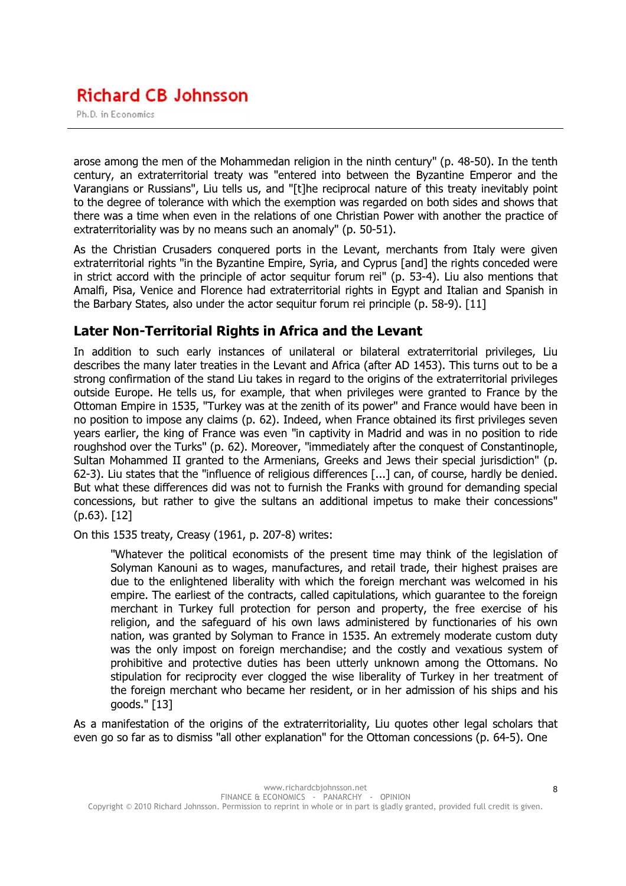arose among the men of the Mohammedan religion in the ninth century" (p. 48-50). In the tenth century, an extraterritorial treaty was "entered into between the Byzantine Emperor and the Varangians or Russians", Liu tells us, and "[t]he reciprocal nature of this treaty inevitably point to the degree of tolerance with which the exemption was regarded on both sides and shows that there was a time when even in the relations of one Christian Power with another the practice of extraterritoriality was by no means such an anomaly" (p. 50-51).

As the Christian Crusaders conquered ports in the Levant, merchants from Italy were given extraterritorial rights "in the Byzantine Empire, Syria, and Cyprus [and] the rights conceded were in strict accord with the principle of actor sequitur forum rei" (p. 53-4). Liu also mentions that Amalfi, Pisa, Venice and Florence had extraterritorial rights in Egypt and Italian and Spanish in the Barbary States, also under the actor sequitur forum rei principle (p. 58-9). [11]

## Later Non-Territorial Rights in Africa and the Levant

In addition to such early instances of unilateral or bilateral extraterritorial privileges, Liu describes the many later treaties in the Levant and Africa (after AD 1453). This turns out to be a strong confirmation of the stand Liu takes in regard to the origins of the extraterritorial privileges outside Europe. He tells us, for example, that when privileges were granted to France by the Ottoman Empire in 1535, "Turkey was at the zenith of its power" and France would have been in no position to impose any claims (p. 62). Indeed, when France obtained its first privileges seven years earlier, the king of France was even "in captivity in Madrid and was in no position to ride roughshod over the Turks" (p. 62). Moreover, "immediately after the conquest of Constantinople, Sultan Mohammed II granted to the Armenians, Greeks and Jews their special jurisdiction" (p. 62-3). Liu states that the "influence of religious differences [...] can, of course, hardly be denied. But what these differences did was not to furnish the Franks with ground for demanding special concessions, but rather to give the sultans an additional impetus to make their concessions" (p.63). [12]

On this 1535 treaty, Creasy (1961, p. 207-8) writes:

> "Whatever the political economists of the present time may think of the legislation of Solyman Kanouni as to wages, manufactures, and retail trade, their highest praises are due to the enlightened liberality with which the foreign merchant was welcomed in his empire. The earliest of the contracts, called capitulations, which guarantee to the foreign merchant in Turkey full protection for person and property, the free exercise of his religion, and the safeguard of his own laws administered by functionaries of his own nation, was granted by Solyman to France in 1535. An extremely moderate custom duty was the only impost on foreign merchandise; and the costly and vexatious system of prohibitive and protective duties has been utterly unknown among the Ottomans. No stipulation for reciprocity ever clogged the wise liberality of Turkey in her treatment of the foreign merchant who became her resident, or in her admission of his ships and his goods." [13]

As a manifestation of the origins of the extraterritoriality, Liu quotes other legal scholars that even go so far as to dismiss "all other explanation" for the Ottoman concessions (p. 64-5). One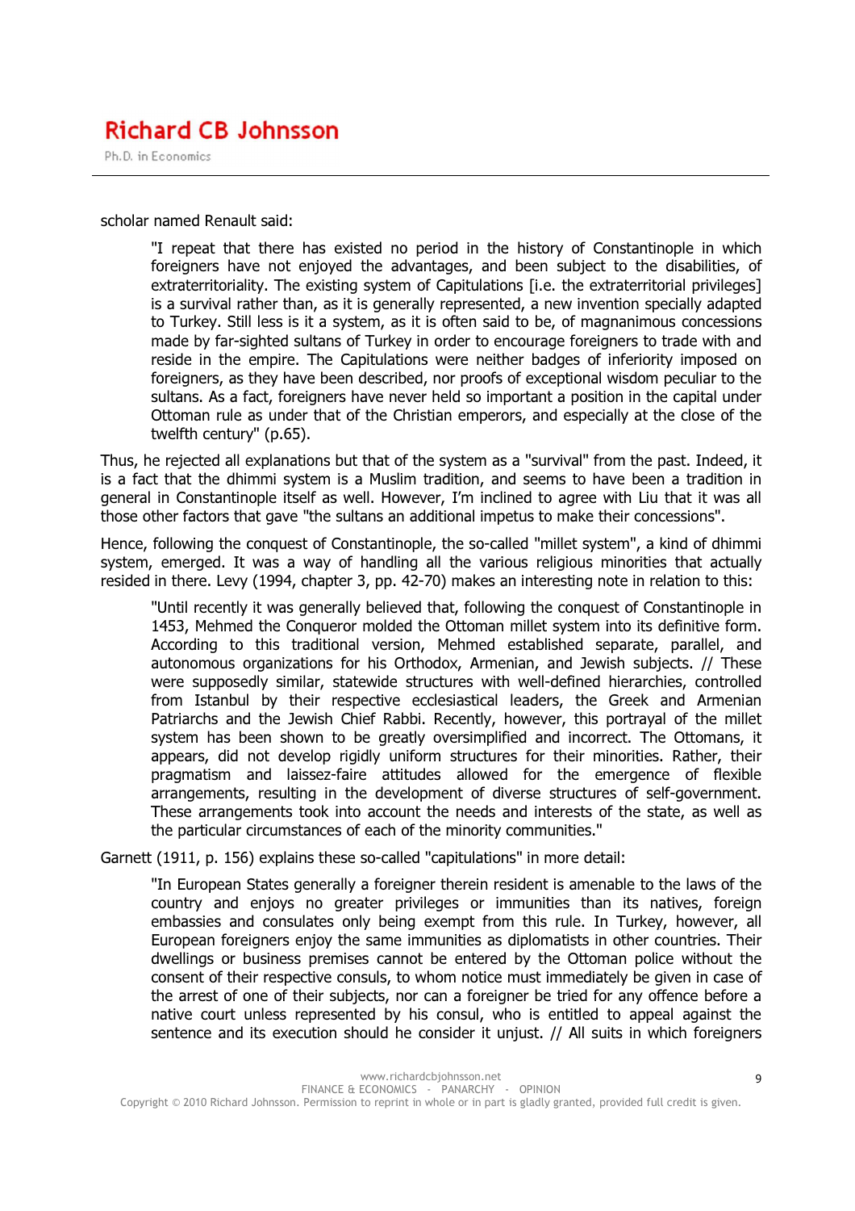scholar named Renault said:

> "I repeat that there has existed no period in the history of Constantinople in which foreigners have not enjoyed the advantages, and been subject to the disabilities, of extraterritoriality. The existing system of Capitulations [i.e. the extraterritorial privileges] is a survival rather than, as it is generally represented, a new invention specially adapted to Turkey. Still less is it a system, as it is often said to be, of magnanimous concessions made by far-sighted sultans of Turkey in order to encourage foreigners to trade with and reside in the empire. The Capitulations were neither badges of inferiority imposed on foreigners, as they have been described, nor proofs of exceptional wisdom peculiar to the sultans. As a fact, foreigners have never held so important a position in the capital under Ottoman rule as under that of the Christian emperors, and especially at the close of the twelfth century" (p.65).

Thus, he rejected all explanations but that of the system as a "survival" from the past. Indeed, it is a fact that the dhimmi system is a Muslim tradition, and seems to have been a tradition in general in Constantinople itself as well. However, I'm inclined to agree with Liu that it was all those other factors that gave "the sultans an additional impetus to make their concessions".

Hence, following the conquest of Constantinople, the so-called "millet system", a kind of dhimmi system, emerged. It was a way of handling all the various religious minorities that actually resided in there. Levy (1994, chapter 3, pp. 42-70) makes an interesting note in relation to this:

> "Until recently it was generally believed that, following the conquest of Constantinople in 1453, Mehmed the Conqueror molded the Ottoman millet system into its definitive form. According to this traditional version, Mehmed established separate, parallel, and autonomous organizations for his Orthodox, Armenian, and Jewish subjects. // These were supposedly similar, statewide structures with well-defined hierarchies, controlled from Istanbul by their respective ecclesiastical leaders, the Greek and Armenian Patriarchs and the Jewish Chief Rabbi. Recently, however, this portrayal of the millet system has been shown to be greatly oversimplified and incorrect. The Ottomans, it appears, did not develop rigidly uniform structures for their minorities. Rather, their pragmatism and laissez-faire attitudes allowed for the emergence of flexible arrangements, resulting in the development of diverse structures of self-government. These arrangements took into account the needs and interests of the state, as well as the particular circumstances of each of the minority communities."

Garnett (1911, p. 156) explains these so-called "capitulations" in more detail:

> "In European States generally a foreigner therein resident is amenable to the laws of the country and enjoys no greater privileges or immunities than its natives, foreign embassies and consulates only being exempt from this rule. In Turkey, however, all European foreigners enjoy the same immunities as diplomatists in other countries. Their dwellings or business premises cannot be entered by the Ottoman police without the consent of their respective consuls, to whom notice must immediately be given in case of the arrest of one of their subjects, nor can a foreigner be tried for any offence before a native court unless represented by his consul, who is entitled to appeal against the sentence and its execution should he consider it unjust. // All suits in which foreigners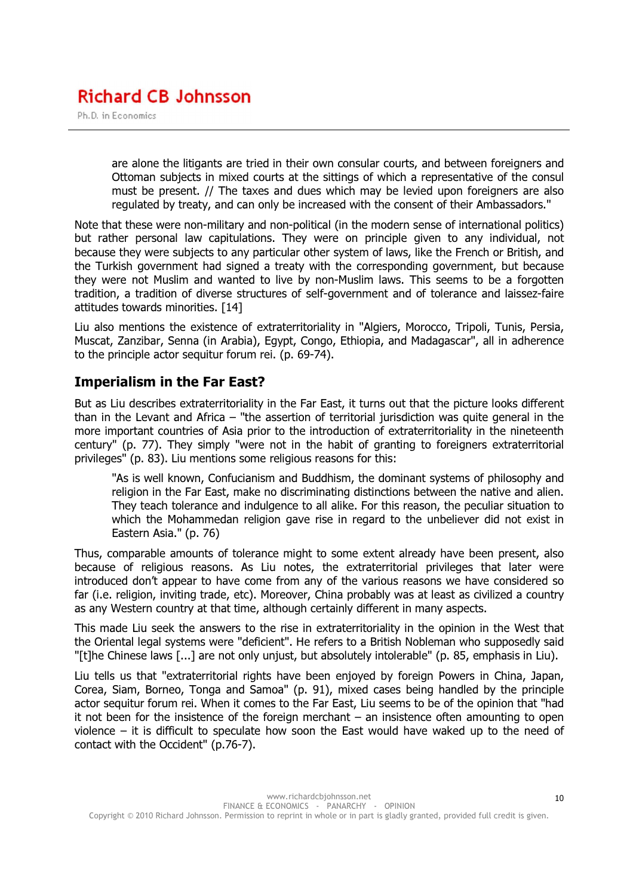> are alone the litigants are tried in their own consular courts, and between foreigners and Ottoman subjects in mixed courts at the sittings of which a representative of the consul must be present. // The taxes and dues which may be levied upon foreigners are also regulated by treaty, and can only be increased with the consent of their Ambassadors."

Note that these were non-military and non-political (in the modern sense of international politics) but rather personal law capitulations. They were on principle given to any individual, not because they were subjects to any particular other system of laws, like the French or British, and the Turkish government had signed a treaty with the corresponding government, but because they were not Muslim and wanted to live by non-Muslim laws. This seems to be a forgotten tradition, a tradition of diverse structures of self-government and of tolerance and laissez-faire attitudes towards minorities. [14]

Liu also mentions the existence of extraterritoriality in "Algiers, Morocco, Tripoli, Tunis, Persia, Muscat, Zanzibar, Senna (in Arabia), Egypt, Congo, Ethiopia, and Madagascar", all in adherence to the principle actor sequitur forum rei. (p. 69-74).

## Imperialism in the Far East?

But as Liu describes extraterritoriality in the Far East, it turns out that the picture looks different than in the Levant and Africa – "the assertion of territorial jurisdiction was quite general in the more important countries of Asia prior to the introduction of extraterritoriality in the nineteenth century" (p. 77). They simply "were not in the habit of granting to foreigners extraterritorial privileges" (p. 83). Liu mentions some religious reasons for this:

> "As is well known, Confucianism and Buddhism, the dominant systems of philosophy and religion in the Far East, make no discriminating distinctions between the native and alien. They teach tolerance and indulgence to all alike. For this reason, the peculiar situation to which the Mohammedan religion gave rise in regard to the unbeliever did not exist in Eastern Asia." (p. 76)

Thus, comparable amounts of tolerance might to some extent already have been present, also because of religious reasons. As Liu notes, the extraterritorial privileges that later were introduced don't appear to have come from any of the various reasons we have considered so far (i.e. religion, inviting trade, etc). Moreover, China probably was at least as civilized a country as any Western country at that time, although certainly different in many aspects.

This made Liu seek the answers to the rise in extraterritoriality in the opinion in the West that the Oriental legal systems were "deficient". He refers to a British Nobleman who supposedly said "[t]he Chinese laws [...] are not only unjust, but absolutely intolerable" (p. 85, emphasis in Liu).

Liu tells us that "extraterritorial rights have been enjoyed by foreign Powers in China, Japan, Corea, Siam, Borneo, Tonga and Samoa" (p. 91), mixed cases being handled by the principle actor sequitur forum rei. When it comes to the Far East, Liu seems to be of the opinion that "had it not been for the insistence of the foreign merchant – an insistence often amounting to open violence – it is difficult to speculate how soon the East would have waked up to the need of contact with the Occident" (p.76-7).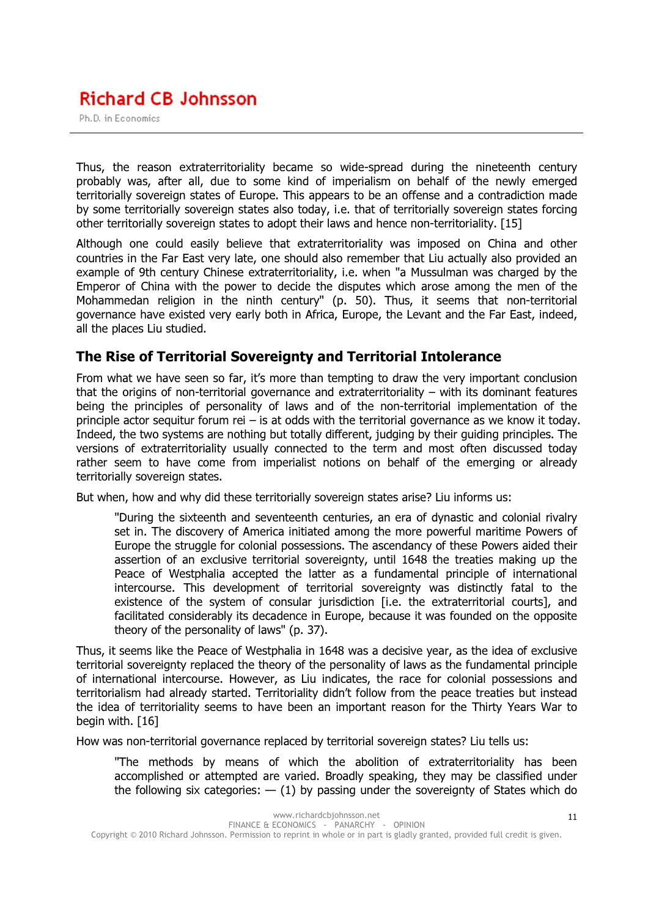Thus, the reason extraterritoriality became so wide-spread during the nineteenth century probably was, after all, due to some kind of imperialism on behalf of the newly emerged territorially sovereign states of Europe. This appears to be an offense and a contradiction made by some territorially sovereign states also today, i.e. that of territorially sovereign states forcing other territorially sovereign states to adopt their laws and hence non-territoriality. [15]

Although one could easily believe that extraterritoriality was imposed on China and other countries in the Far East very late, one should also remember that Liu actually also provided an example of 9th century Chinese extraterritoriality, i.e. when "a Mussulman was charged by the Emperor of China with the power to decide the disputes which arose among the men of the Mohammedan religion in the ninth century" (p. 50). Thus, it seems that non-territorial governance have existed very early both in Africa, Europe, the Levant and the Far East, indeed, all the places Liu studied.

## The Rise of Territorial Sovereignty and Territorial Intolerance

From what we have seen so far, it's more than tempting to draw the very important conclusion that the origins of non-territorial governance and extraterritoriality – with its dominant features being the principles of personality of laws and of the non-territorial implementation of the principle actor sequitur forum rei – is at odds with the territorial governance as we know it today. Indeed, the two systems are nothing but totally different, judging by their guiding principles. The versions of extraterritoriality usually connected to the term and most often discussed today rather seem to have come from imperialist notions on behalf of the emerging or already territorially sovereign states.

But when, how and why did these territorially sovereign states arise? Liu informs us:

> "During the sixteenth and seventeenth centuries, an era of dynastic and colonial rivalry set in. The discovery of America initiated among the more powerful maritime Powers of Europe the struggle for colonial possessions. The ascendancy of these Powers aided their assertion of an exclusive territorial sovereignty, until 1648 the treaties making up the Peace of Westphalia accepted the latter as a fundamental principle of international intercourse. This development of territorial sovereignty was distinctly fatal to the existence of the system of consular jurisdiction [i.e. the extraterritorial courts], and facilitated considerably its decadence in Europe, because it was founded on the opposite theory of the personality of laws" (p. 37).

Thus, it seems like the Peace of Westphalia in 1648 was a decisive year, as the idea of exclusive territorial sovereignty replaced the theory of the personality of laws as the fundamental principle of international intercourse. However, as Liu indicates, the race for colonial possessions and territorialism had already started. Territoriality didn't follow from the peace treaties but instead the idea of territoriality seems to have been an important reason for the Thirty Years War to begin with. [16]

How was non-territorial governance replaced by territorial sovereign states? Liu tells us:

> "The methods by means of which the abolition of extraterritoriality has been accomplished or attempted are varied. Broadly speaking, they may be classified under the following six categories: — (1) by passing under the sovereignty of States which do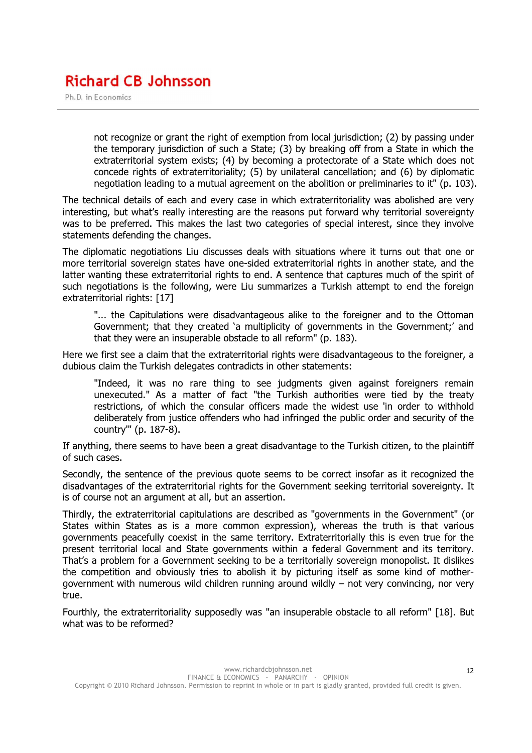> not recognize or grant the right of exemption from local jurisdiction; (2) by passing under the temporary jurisdiction of such a State; (3) by breaking off from a State in which the extraterritorial system exists; (4) by becoming a protectorate of a State which does not concede rights of extraterritoriality; (5) by unilateral cancellation; and (6) by diplomatic negotiation leading to a mutual agreement on the abolition or preliminaries to it" (p. 103).

The technical details of each and every case in which extraterritoriality was abolished are very interesting, but what's really interesting are the reasons put forward why territorial sovereignty was to be preferred. This makes the last two categories of special interest, since they involve statements defending the changes.

The diplomatic negotiations Liu discusses deals with situations where it turns out that one or more territorial sovereign states have one-sided extraterritorial rights in another state, and the latter wanting these extraterritorial rights to end. A sentence that captures much of the spirit of such negotiations is the following, were Liu summarizes a Turkish attempt to end the foreign extraterritorial rights: [17]

> "... the Capitulations were disadvantageous alike to the foreigner and to the Ottoman Government; that they created 'a multiplicity of governments in the Government;' and that they were an insuperable obstacle to all reform" (p. 183).

Here we first see a claim that the extraterritorial rights were disadvantageous to the foreigner, a dubious claim the Turkish delegates contradicts in other statements:

> "Indeed, it was no rare thing to see judgments given against foreigners remain unexecuted." As a matter of fact "the Turkish authorities were tied by the treaty restrictions, of which the consular officers made the widest use 'in order to withhold deliberately from justice offenders who had infringed the public order and security of the country'" (p. 187-8).

If anything, there seems to have been a great disadvantage to the Turkish citizen, to the plaintiff of such cases.

Secondly, the sentence of the previous quote seems to be correct insofar as it recognized the disadvantages of the extraterritorial rights for the Government seeking territorial sovereignty. It is of course not an argument at all, but an assertion.

Thirdly, the extraterritorial capitulations are described as "governments in the Government" (or States within States as is a more common expression), whereas the truth is that various governments peacefully coexist in the same territory. Extraterritorially this is even true for the present territorial local and State governments within a federal Government and its territory. That's a problem for a Government seeking to be a territorially sovereign monopolist. It dislikes the competition and obviously tries to abolish it by picturing itself as some kind of mother-government with numerous wild children running around wildly – not very convincing, nor very true.

Fourthly, the extraterritoriality supposedly was "an insuperable obstacle to all reform" [18]. But what was to be reformed?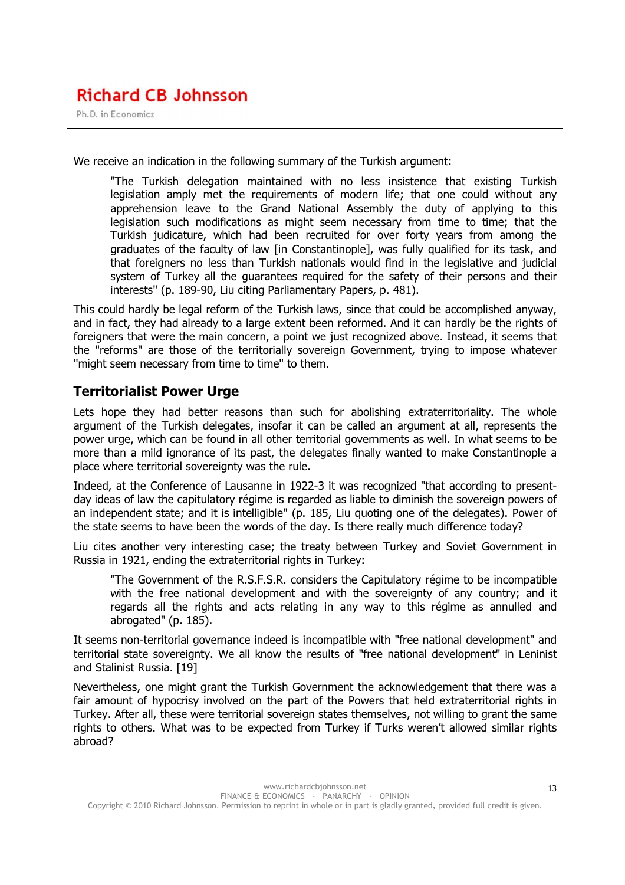We receive an indication in the following summary of the Turkish argument:

> "The Turkish delegation maintained with no less insistence that existing Turkish legislation amply met the requirements of modern life; that one could without any apprehension leave to the Grand National Assembly the duty of applying to this legislation such modifications as might seem necessary from time to time; that the Turkish judicature, which had been recruited for over forty years from among the graduates of the faculty of law [in Constantinople], was fully qualified for its task, and that foreigners no less than Turkish nationals would find in the legislative and judicial system of Turkey all the guarantees required for the safety of their persons and their interests" (p. 189-90, Liu citing Parliamentary Papers, p. 481).

This could hardly be legal reform of the Turkish laws, since that could be accomplished anyway, and in fact, they had already to a large extent been reformed. And it can hardly be the rights of foreigners that were the main concern, a point we just recognized above. Instead, it seems that the "reforms" are those of the territorially sovereign Government, trying to impose whatever "might seem necessary from time to time" to them.

## Territorialist Power Urge

Lets hope they had better reasons than such for abolishing extraterritoriality. The whole argument of the Turkish delegates, insofar it can be called an argument at all, represents the power urge, which can be found in all other territorial governments as well. In what seems to be more than a mild ignorance of its past, the delegates finally wanted to make Constantinople a place where territorial sovereignty was the rule.

Indeed, at the Conference of Lausanne in 1922-3 it was recognized "that according to present-day ideas of law the capitulatory régime is regarded as liable to diminish the sovereign powers of an independent state; and it is intelligible" (p. 185, Liu quoting one of the delegates). Power of the state seems to have been the words of the day. Is there really much difference today?

Liu cites another very interesting case; the treaty between Turkey and Soviet Government in Russia in 1921, ending the extraterritorial rights in Turkey:

> "The Government of the R.S.F.S.R. considers the Capitulatory régime to be incompatible with the free national development and with the sovereignty of any country; and it regards all the rights and acts relating in any way to this régime as annulled and abrogated" (p. 185).

It seems non-territorial governance indeed is incompatible with "free national development" and territorial state sovereignty. We all know the results of "free national development" in Leninist and Stalinist Russia. [19]

Nevertheless, one might grant the Turkish Government the acknowledgement that there was a fair amount of hypocrisy involved on the part of the Powers that held extraterritorial rights in Turkey. After all, these were territorial sovereign states themselves, not willing to grant the same rights to others. What was to be expected from Turkey if Turks weren't allowed similar rights abroad?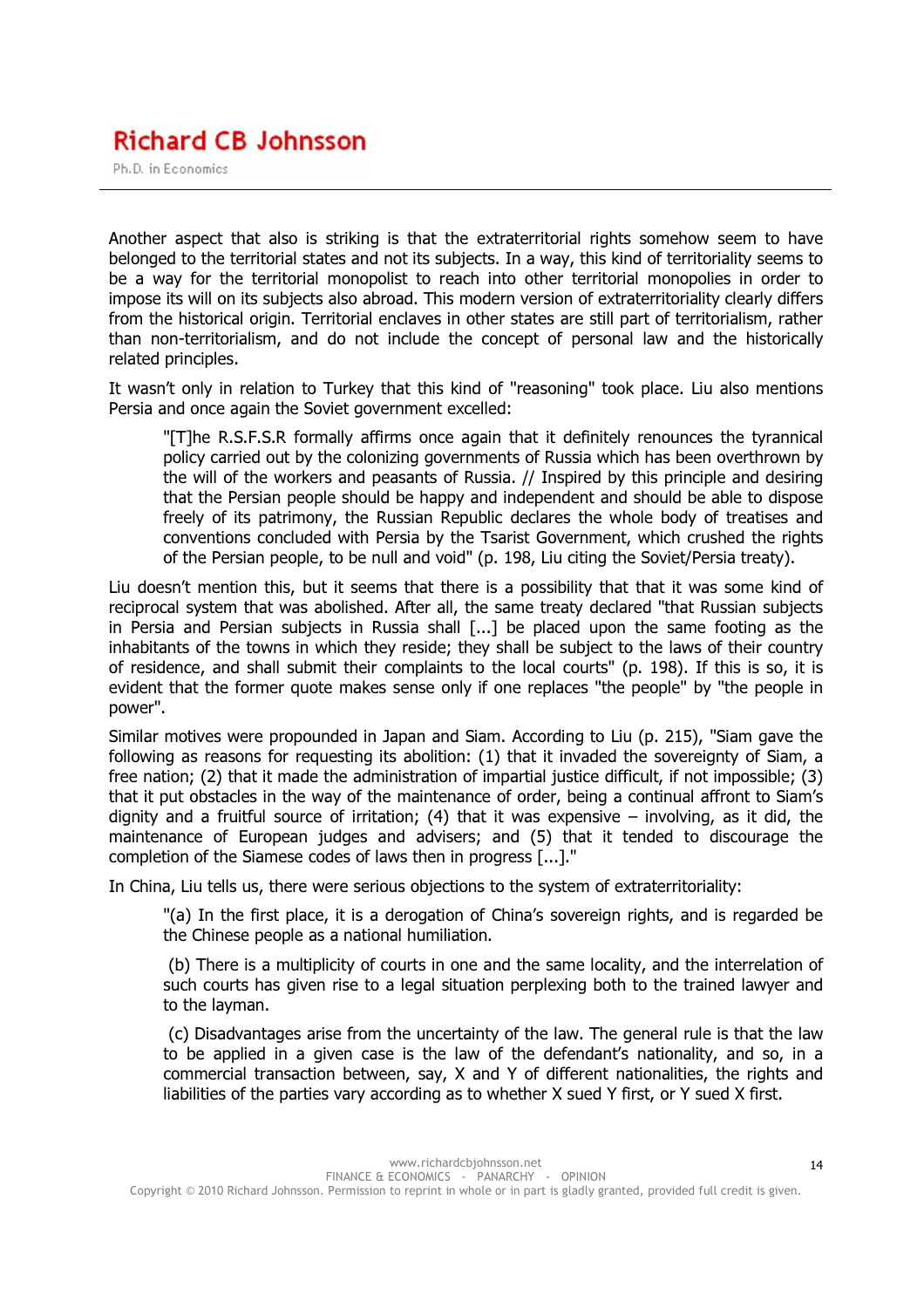Another aspect that also is striking is that the extraterritorial rights somehow seem to have belonged to the territorial states and not its subjects. In a way, this kind of territoriality seems to be a way for the territorial monopolist to reach into other territorial monopolies in order to impose its will on its subjects also abroad. This modern version of extraterritoriality clearly differs from the historical origin. Territorial enclaves in other states are still part of territorialism, rather than non-territorialism, and do not include the concept of personal law and the historically related principles.

It wasn't only in relation to Turkey that this kind of "reasoning" took place. Liu also mentions Persia and once again the Soviet government excelled:

> "[T]he R.S.F.S.R formally affirms once again that it definitely renounces the tyrannical policy carried out by the colonizing governments of Russia which has been overthrown by the will of the workers and peasants of Russia. // Inspired by this principle and desiring that the Persian people should be happy and independent and should be able to dispose freely of its patrimony, the Russian Republic declares the whole body of treatises and conventions concluded with Persia by the Tsarist Government, which crushed the rights of the Persian people, to be null and void" (p. 198, Liu citing the Soviet/Persia treaty).

Liu doesn't mention this, but it seems that there is a possibility that that it was some kind of reciprocal system that was abolished. After all, the same treaty declared "that Russian subjects in Persia and Persian subjects in Russia shall [...] be placed upon the same footing as the inhabitants of the towns in which they reside; they shall be subject to the laws of their country of residence, and shall submit their complaints to the local courts" (p. 198). If this is so, it is evident that the former quote makes sense only if one replaces "the people" by "the people in power".

Similar motives were propounded in Japan and Siam. According to Liu (p. 215), "Siam gave the following as reasons for requesting its abolition: (1) that it invaded the sovereignty of Siam, a free nation; (2) that it made the administration of impartial justice difficult, if not impossible; (3) that it put obstacles in the way of the maintenance of order, being a continual affront to Siam's dignity and a fruitful source of irritation; (4) that it was expensive – involving, as it did, the maintenance of European judges and advisers; and (5) that it tended to discourage the completion of the Siamese codes of laws then in progress [...]."

In China, Liu tells us, there were serious objections to the system of extraterritoriality:

> "(a) In the first place, it is a derogation of China's sovereign rights, and is regarded be the Chinese people as a national humiliation.
>
> (b) There is a multiplicity of courts in one and the same locality, and the interrelation of such courts has given rise to a legal situation perplexing both to the trained lawyer and to the layman.
>
> (c) Disadvantages arise from the uncertainty of the law. The general rule is that the law to be applied in a given case is the law of the defendant's nationality, and so, in a commercial transaction between, say, X and Y of different nationalities, the rights and liabilities of the parties vary according as to whether X sued Y first, or Y sued X first.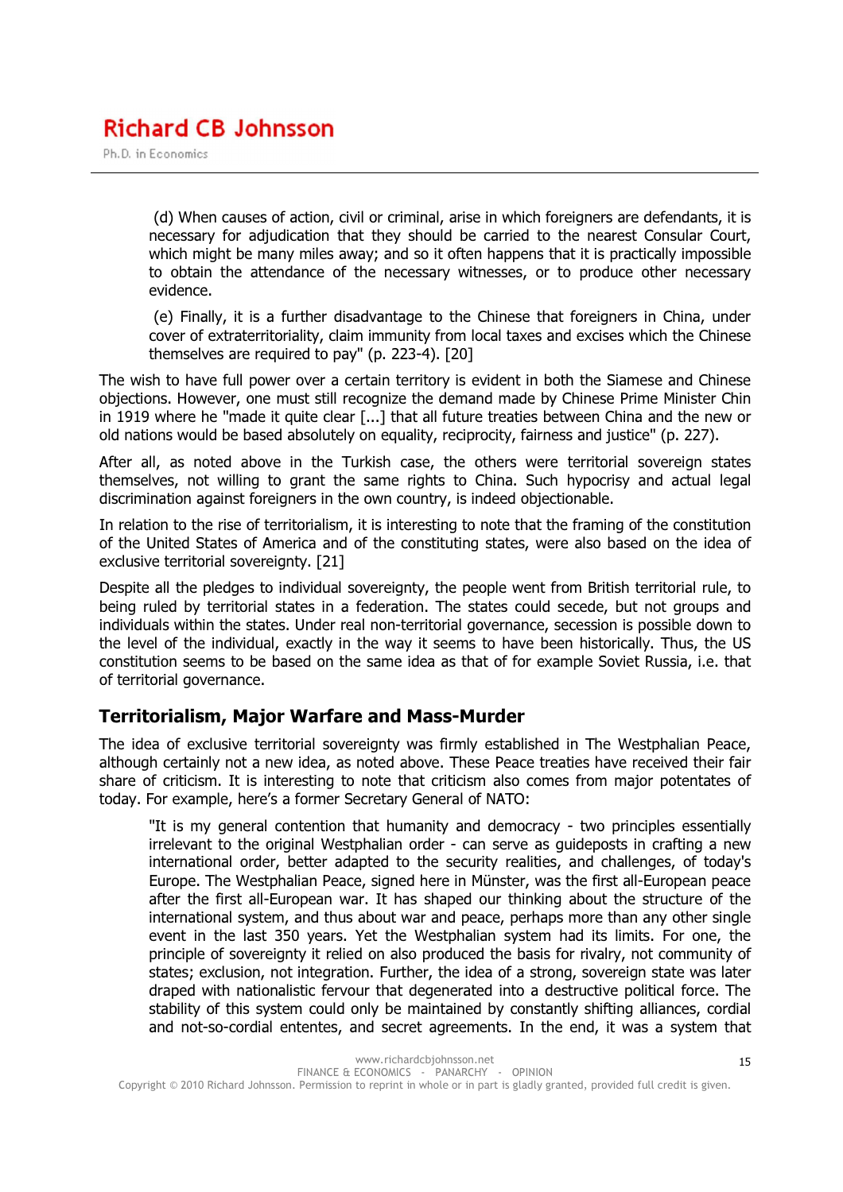(d) When causes of action, civil or criminal, arise in which foreigners are defendants, it is necessary for adjudication that they should be carried to the nearest Consular Court, which might be many miles away; and so it often happens that it is practically impossible to obtain the attendance of the necessary witnesses, or to produce other necessary evidence.

(e) Finally, it is a further disadvantage to the Chinese that foreigners in China, under cover of extraterritoriality, claim immunity from local taxes and excises which the Chinese themselves are required to pay" (p. 223-4). [20]

The wish to have full power over a certain territory is evident in both the Siamese and Chinese objections. However, one must still recognize the demand made by Chinese Prime Minister Chin in 1919 where he "made it quite clear [...] that all future treaties between China and the new or old nations would be based absolutely on equality, reciprocity, fairness and justice" (p. 227).

After all, as noted above in the Turkish case, the others were territorial sovereign states themselves, not willing to grant the same rights to China. Such hypocrisy and actual legal discrimination against foreigners in the own country, is indeed objectionable.

In relation to the rise of territorialism, it is interesting to note that the framing of the constitution of the United States of America and of the constituting states, were also based on the idea of exclusive territorial sovereignty. [21]

Despite all the pledges to individual sovereignty, the people went from British territorial rule, to being ruled by territorial states in a federation. The states could secede, but not groups and individuals within the states. Under real non-territorial governance, secession is possible down to the level of the individual, exactly in the way it seems to have been historically. Thus, the US constitution seems to be based on the same idea as that of for example Soviet Russia, i.e. that of territorial governance.

## Territorialism, Major Warfare and Mass-Murder

The idea of exclusive territorial sovereignty was firmly established in The Westphalian Peace, although certainly not a new idea, as noted above. These Peace treaties have received their fair share of criticism. It is interesting to note that criticism also comes from major potentates of today. For example, here's a former Secretary General of NATO:

"It is my general contention that humanity and democracy - two principles essentially irrelevant to the original Westphalian order - can serve as guideposts in crafting a new international order, better adapted to the security realities, and challenges, of today's Europe. The Westphalian Peace, signed here in Münster, was the first all-European peace after the first all-European war. It has shaped our thinking about the structure of the international system, and thus about war and peace, perhaps more than any other single event in the last 350 years. Yet the Westphalian system had its limits. For one, the principle of sovereignty it relied on also produced the basis for rivalry, not community of states; exclusion, not integration. Further, the idea of a strong, sovereign state was later draped with nationalistic fervour that degenerated into a destructive political force. The stability of this system could only be maintained by constantly shifting alliances, cordial and not-so-cordial ententes, and secret agreements. In the end, it was a system that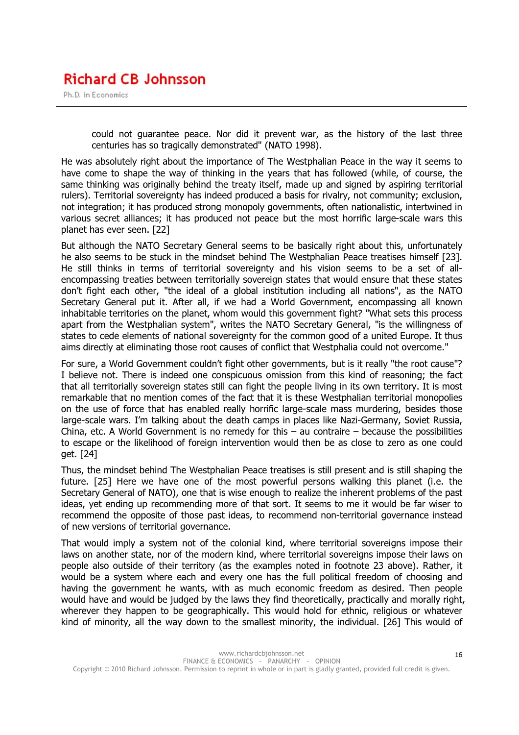> could not guarantee peace. Nor did it prevent war, as the history of the last three centuries has so tragically demonstrated" (NATO 1998).

He was absolutely right about the importance of The Westphalian Peace in the way it seems to have come to shape the way of thinking in the years that has followed (while, of course, the same thinking was originally behind the treaty itself, made up and signed by aspiring territorial rulers). Territorial sovereignty has indeed produced a basis for rivalry, not community; exclusion, not integration; it has produced strong monopoly governments, often nationalistic, intertwined in various secret alliances; it has produced not peace but the most horrific large-scale wars this planet has ever seen. [22]

But although the NATO Secretary General seems to be basically right about this, unfortunately he also seems to be stuck in the mindset behind The Westphalian Peace treatises himself [23]. He still thinks in terms of territorial sovereignty and his vision seems to be a set of all-encompassing treaties between territorially sovereign states that would ensure that these states don't fight each other, "the ideal of a global institution including all nations", as the NATO Secretary General put it. After all, if we had a World Government, encompassing all known inhabitable territories on the planet, whom would this government fight? "What sets this process apart from the Westphalian system", writes the NATO Secretary General, "is the willingness of states to cede elements of national sovereignty for the common good of a united Europe. It thus aims directly at eliminating those root causes of conflict that Westphalia could not overcome."

For sure, a World Government couldn't fight other governments, but is it really "the root cause"? I believe not. There is indeed one conspicuous omission from this kind of reasoning; the fact that all territorially sovereign states still can fight the people living in its own territory. It is most remarkable that no mention comes of the fact that it is these Westphalian territorial monopolies on the use of force that has enabled really horrific large-scale mass murdering, besides those large-scale wars. I'm talking about the death camps in places like Nazi-Germany, Soviet Russia, China, etc. A World Government is no remedy for this – au contraire – because the possibilities to escape or the likelihood of foreign intervention would then be as close to zero as one could get. [24]

Thus, the mindset behind The Westphalian Peace treatises is still present and is still shaping the future. [25] Here we have one of the most powerful persons walking this planet (i.e. the Secretary General of NATO), one that is wise enough to realize the inherent problems of the past ideas, yet ending up recommending more of that sort. It seems to me it would be far wiser to recommend the opposite of those past ideas, to recommend non-territorial governance instead of new versions of territorial governance.

That would imply a system not of the colonial kind, where territorial sovereigns impose their laws on another state, nor of the modern kind, where territorial sovereigns impose their laws on people also outside of their territory (as the examples noted in footnote 23 above). Rather, it would be a system where each and every one has the full political freedom of choosing and having the government he wants, with as much economic freedom as desired. Then people would have and would be judged by the laws they find theoretically, practically and morally right, wherever they happen to be geographically. This would hold for ethnic, religious or whatever kind of minority, all the way down to the smallest minority, the individual. [26] This would of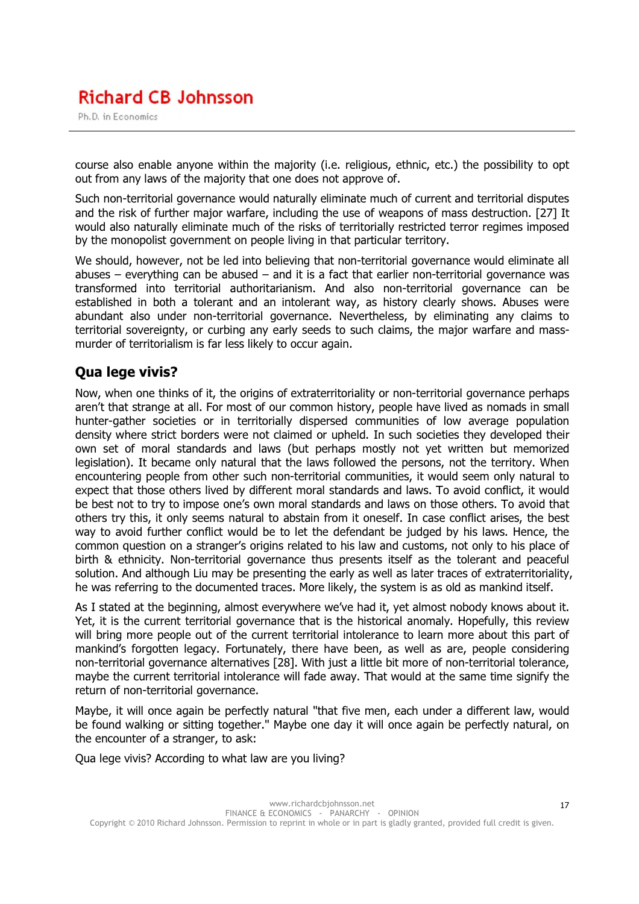course also enable anyone within the majority (i.e. religious, ethnic, etc.) the possibility to opt out from any laws of the majority that one does not approve of.

Such non-territorial governance would naturally eliminate much of current and territorial disputes and the risk of further major warfare, including the use of weapons of mass destruction. [27] It would also naturally eliminate much of the risks of territorially restricted terror regimes imposed by the monopolist government on people living in that particular territory.

We should, however, not be led into believing that non-territorial governance would eliminate all abuses – everything can be abused – and it is a fact that earlier non-territorial governance was transformed into territorial authoritarianism. And also non-territorial governance can be established in both a tolerant and an intolerant way, as history clearly shows. Abuses were abundant also under non-territorial governance. Nevertheless, by eliminating any claims to territorial sovereignty, or curbing any early seeds to such claims, the major warfare and mass-murder of territorialism is far less likely to occur again.

## Qua lege vivis?

Now, when one thinks of it, the origins of extraterritoriality or non-territorial governance perhaps aren't that strange at all. For most of our common history, people have lived as nomads in small hunter-gather societies or in territorially dispersed communities of low average population density where strict borders were not claimed or upheld. In such societies they developed their own set of moral standards and laws (but perhaps mostly not yet written but memorized legislation). It became only natural that the laws followed the persons, not the territory. When encountering people from other such non-territorial communities, it would seem only natural to expect that those others lived by different moral standards and laws. To avoid conflict, it would be best not to try to impose one's own moral standards and laws on those others. To avoid that others try this, it only seems natural to abstain from it oneself. In case conflict arises, the best way to avoid further conflict would be to let the defendant be judged by his laws. Hence, the common question on a stranger's origins related to his law and customs, not only to his place of birth & ethnicity. Non-territorial governance thus presents itself as the tolerant and peaceful solution. And although Liu may be presenting the early as well as later traces of extraterritoriality, he was referring to the documented traces. More likely, the system is as old as mankind itself.

As I stated at the beginning, almost everywhere we've had it, yet almost nobody knows about it. Yet, it is the current territorial governance that is the historical anomaly. Hopefully, this review will bring more people out of the current territorial intolerance to learn more about this part of mankind's forgotten legacy. Fortunately, there have been, as well as are, people considering non-territorial governance alternatives [28]. With just a little bit more of non-territorial tolerance, maybe the current territorial intolerance will fade away. That would at the same time signify the return of non-territorial governance.

Maybe, it will once again be perfectly natural "that five men, each under a different law, would be found walking or sitting together." Maybe one day it will once again be perfectly natural, on the encounter of a stranger, to ask:

Qua lege vivis? According to what law are you living?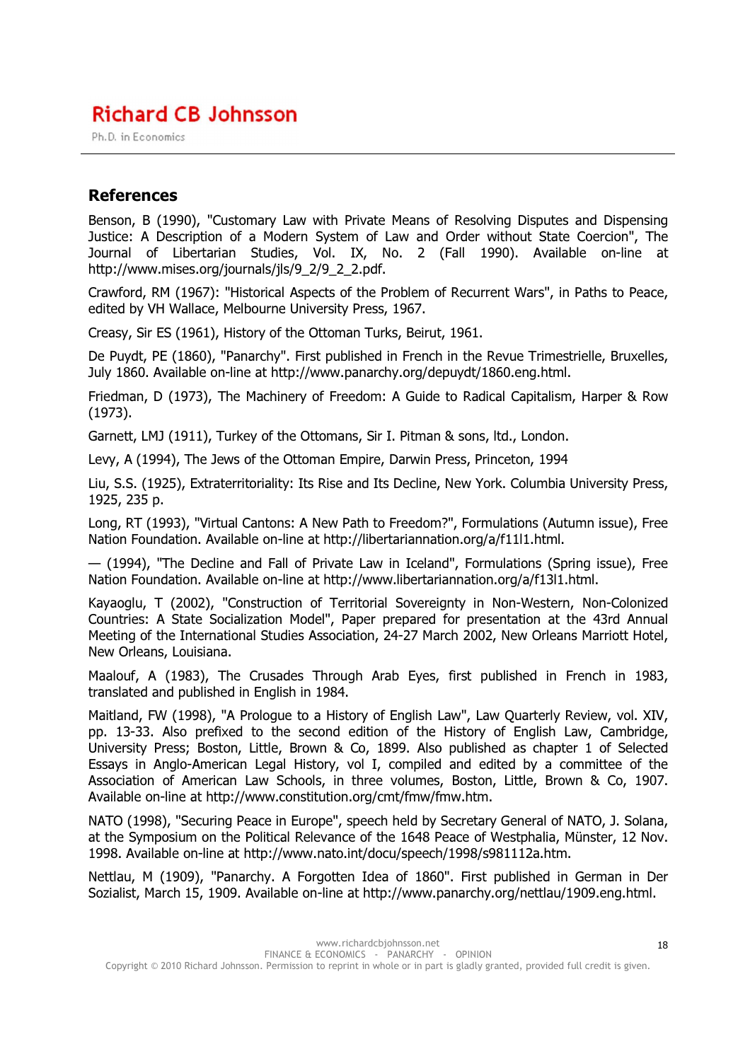## References

Benson, B (1990), "Customary Law with Private Means of Resolving Disputes and Dispensing Justice: A Description of a Modern System of Law and Order without State Coercion", The Journal of Libertarian Studies, Vol. IX, No. 2 (Fall 1990). Available on-line at http://www.mises.org/journals/jls/9_2/9_2_2.pdf.

Crawford, RM (1967): "Historical Aspects of the Problem of Recurrent Wars", in Paths to Peace, edited by VH Wallace, Melbourne University Press, 1967.

Creasy, Sir ES (1961), History of the Ottoman Turks, Beirut, 1961.

De Puydt, PE (1860), "Panarchy". First published in French in the Revue Trimestrielle, Bruxelles, July 1860. Available on-line at http://www.panarchy.org/depuydt/1860.eng.html.

Friedman, D (1973), The Machinery of Freedom: A Guide to Radical Capitalism, Harper & Row (1973).

Garnett, LMJ (1911), Turkey of the Ottomans, Sir I. Pitman & sons, ltd., London.

Levy, A (1994), The Jews of the Ottoman Empire, Darwin Press, Princeton, 1994

Liu, S.S. (1925), Extraterritoriality: Its Rise and Its Decline, New York. Columbia University Press, 1925, 235 p.

Long, RT (1993), "Virtual Cantons: A New Path to Freedom?", Formulations (Autumn issue), Free Nation Foundation. Available on-line at http://libertariannation.org/a/f11l1.html.

— (1994), "The Decline and Fall of Private Law in Iceland", Formulations (Spring issue), Free Nation Foundation. Available on-line at http://www.libertariannation.org/a/f13l1.html.

Kayaoglu, T (2002), "Construction of Territorial Sovereignty in Non-Western, Non-Colonized Countries: A State Socialization Model", Paper prepared for presentation at the 43rd Annual Meeting of the International Studies Association, 24-27 March 2002, New Orleans Marriott Hotel, New Orleans, Louisiana.

Maalouf, A (1983), The Crusades Through Arab Eyes, first published in French in 1983, translated and published in English in 1984.

Maitland, FW (1998), "A Prologue to a History of English Law", Law Quarterly Review, vol. XIV, pp. 13-33. Also prefixed to the second edition of the History of English Law, Cambridge, University Press; Boston, Little, Brown & Co, 1899. Also published as chapter 1 of Selected Essays in Anglo-American Legal History, vol I, compiled and edited by a committee of the Association of American Law Schools, in three volumes, Boston, Little, Brown & Co, 1907. Available on-line at http://www.constitution.org/cmt/fmw/fmw.htm.

NATO (1998), "Securing Peace in Europe", speech held by Secretary General of NATO, J. Solana, at the Symposium on the Political Relevance of the 1648 Peace of Westphalia, Münster, 12 Nov. 1998. Available on-line at http://www.nato.int/docu/speech/1998/s981112a.htm.

Nettlau, M (1909), "Panarchy. A Forgotten Idea of 1860". First published in German in Der Sozialist, March 15, 1909. Available on-line at http://www.panarchy.org/nettlau/1909.eng.html.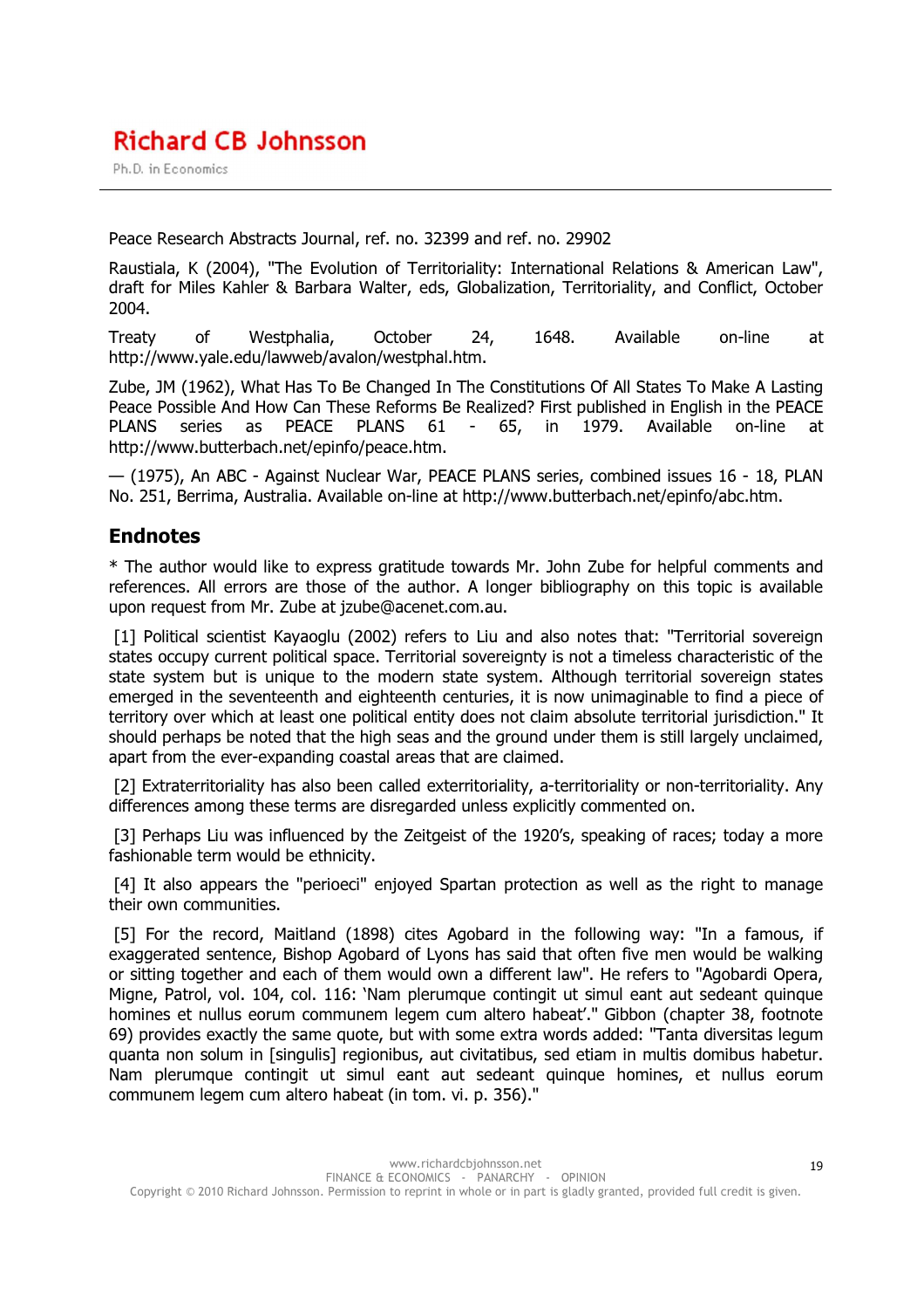Peace Research Abstracts Journal, ref. no. 32399 and ref. no. 29902

Raustiala, K (2004), "The Evolution of Territoriality: International Relations & American Law", draft for Miles Kahler & Barbara Walter, eds, Globalization, Territoriality, and Conflict, October 2004.

Treaty of Westphalia, October 24, 1648. Available on-line at http://www.yale.edu/lawweb/avalon/westphal.htm.

Zube, JM (1962), What Has To Be Changed In The Constitutions Of All States To Make A Lasting Peace Possible And How Can These Reforms Be Realized? First published in English in the PEACE PLANS series as PEACE PLANS 61 - 65, in 1979. Available on-line at http://www.butterbach.net/epinfo/peace.htm.

— (1975), An ABC - Against Nuclear War, PEACE PLANS series, combined issues 16 - 18, PLAN No. 251, Berrima, Australia. Available on-line at http://www.butterbach.net/epinfo/abc.htm.

## Endnotes

* The author would like to express gratitude towards Mr. John Zube for helpful comments and references. All errors are those of the author. A longer bibliography on this topic is available upon request from Mr. Zube at jzube@acenet.com.au.

[1] Political scientist Kayaoglu (2002) refers to Liu and also notes that: "Territorial sovereign states occupy current political space. Territorial sovereignty is not a timeless characteristic of the state system but is unique to the modern state system. Although territorial sovereign states emerged in the seventeenth and eighteenth centuries, it is now unimaginable to find a piece of territory over which at least one political entity does not claim absolute territorial jurisdiction." It should perhaps be noted that the high seas and the ground under them is still largely unclaimed, apart from the ever-expanding coastal areas that are claimed.

[2] Extraterritoriality has also been called exterritoriality, a-territoriality or non-territoriality. Any differences among these terms are disregarded unless explicitly commented on.

[3] Perhaps Liu was influenced by the Zeitgeist of the 1920's, speaking of races; today a more fashionable term would be ethnicity.

[4] It also appears the "perioeci" enjoyed Spartan protection as well as the right to manage their own communities.

[5] For the record, Maitland (1898) cites Agobard in the following way: "In a famous, if exaggerated sentence, Bishop Agobard of Lyons has said that often five men would be walking or sitting together and each of them would own a different law". He refers to "Agobardi Opera, Migne, Patrol, vol. 104, col. 116: 'Nam plerumque contingit ut simul eant aut sedeant quinque homines et nullus eorum communem legem cum altero habeat'." Gibbon (chapter 38, footnote 69) provides exactly the same quote, but with some extra words added: "Tanta diversitas legum quanta non solum in [singulis] regionibus, aut civitatibus, sed etiam in multis domibus habetur. Nam plerumque contingit ut simul eant aut sedeant quinque homines, et nullus eorum communem legem cum altero habeat (in tom. vi. p. 356)."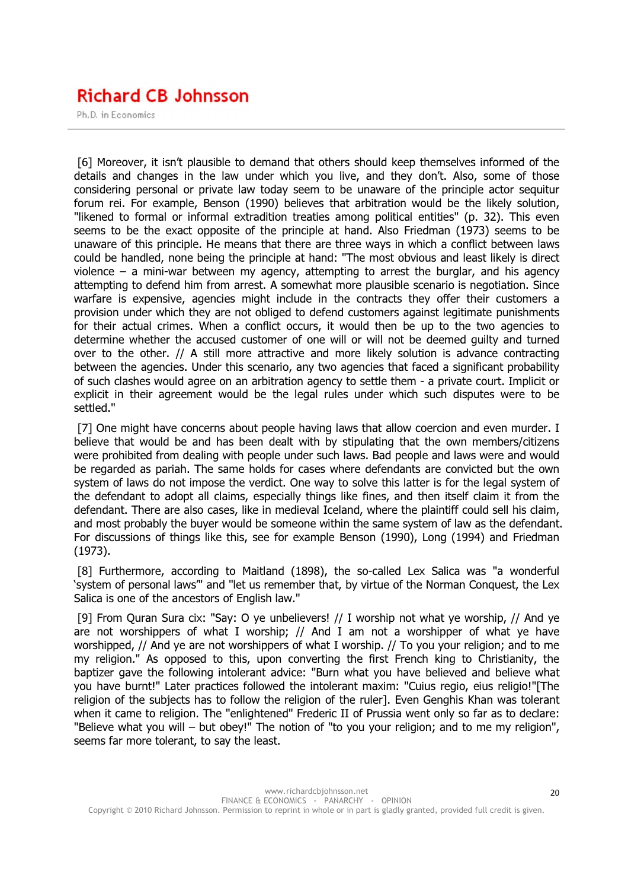[6] Moreover, it isn't plausible to demand that others should keep themselves informed of the details and changes in the law under which you live, and they don't. Also, some of those considering personal or private law today seem to be unaware of the principle actor sequitur forum rei. For example, Benson (1990) believes that arbitration would be the likely solution, "likened to formal or informal extradition treaties among political entities" (p. 32). This even seems to be the exact opposite of the principle at hand. Also Friedman (1973) seems to be unaware of this principle. He means that there are three ways in which a conflict between laws could be handled, none being the principle at hand: "The most obvious and least likely is direct violence – a mini-war between my agency, attempting to arrest the burglar, and his agency attempting to defend him from arrest. A somewhat more plausible scenario is negotiation. Since warfare is expensive, agencies might include in the contracts they offer their customers a provision under which they are not obliged to defend customers against legitimate punishments for their actual crimes. When a conflict occurs, it would then be up to the two agencies to determine whether the accused customer of one will or will not be deemed guilty and turned over to the other. // A still more attractive and more likely solution is advance contracting between the agencies. Under this scenario, any two agencies that faced a significant probability of such clashes would agree on an arbitration agency to settle them - a private court. Implicit or explicit in their agreement would be the legal rules under which such disputes were to be settled."

[7] One might have concerns about people having laws that allow coercion and even murder. I believe that would be and has been dealt with by stipulating that the own members/citizens were prohibited from dealing with people under such laws. Bad people and laws were and would be regarded as pariah. The same holds for cases where defendants are convicted but the own system of laws do not impose the verdict. One way to solve this latter is for the legal system of the defendant to adopt all claims, especially things like fines, and then itself claim it from the defendant. There are also cases, like in medieval Iceland, where the plaintiff could sell his claim, and most probably the buyer would be someone within the same system of law as the defendant. For discussions of things like this, see for example Benson (1990), Long (1994) and Friedman (1973).

[8] Furthermore, according to Maitland (1898), the so-called Lex Salica was "a wonderful 'system of personal laws'" and "let us remember that, by virtue of the Norman Conquest, the Lex Salica is one of the ancestors of English law."

[9] From Quran Sura cix: "Say: O ye unbelievers! // I worship not what ye worship, // And ye are not worshippers of what I worship; // And I am not a worshipper of what ye have worshipped, // And ye are not worshippers of what I worship. // To you your religion; and to me my religion." As opposed to this, upon converting the first French king to Christianity, the baptizer gave the following intolerant advice: "Burn what you have believed and believe what you have burnt!" Later practices followed the intolerant maxim: "Cuius regio, eius religio!"[The religion of the subjects has to follow the religion of the ruler]. Even Genghis Khan was tolerant when it came to religion. The "enlightened" Frederic II of Prussia went only so far as to declare: "Believe what you will – but obey!" The notion of "to you your religion; and to me my religion", seems far more tolerant, to say the least.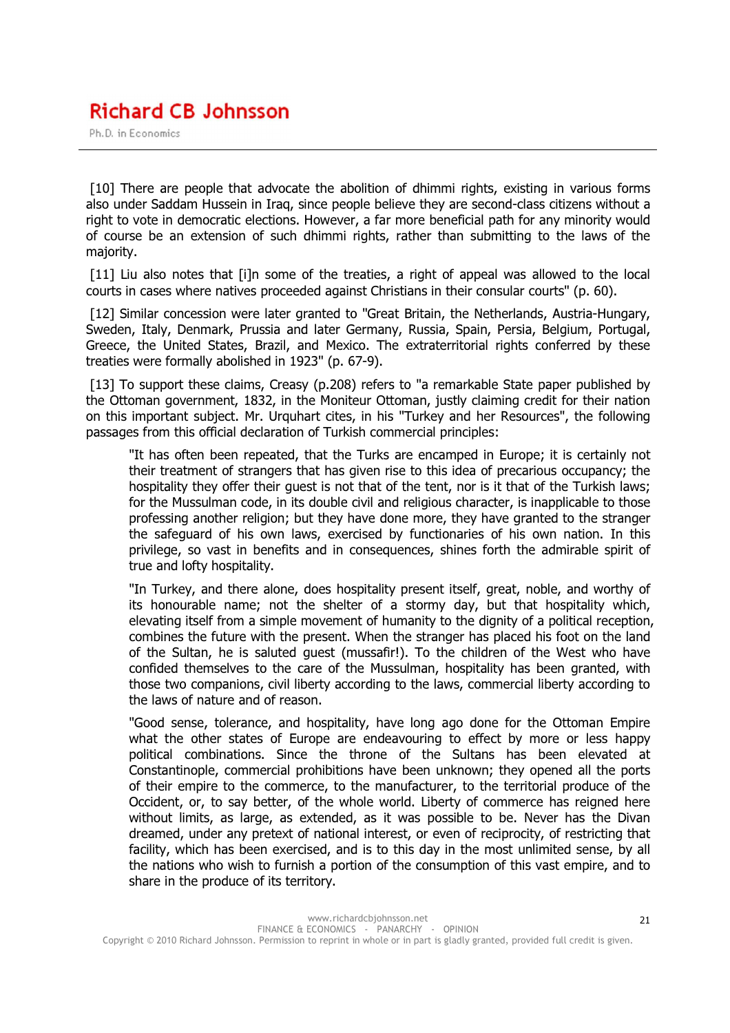[10] There are people that advocate the abolition of dhimmi rights, existing in various forms also under Saddam Hussein in Iraq, since people believe they are second-class citizens without a right to vote in democratic elections. However, a far more beneficial path for any minority would of course be an extension of such dhimmi rights, rather than submitting to the laws of the majority.

[11] Liu also notes that [i]n some of the treaties, a right of appeal was allowed to the local courts in cases where natives proceeded against Christians in their consular courts" (p. 60).

[12] Similar concession were later granted to "Great Britain, the Netherlands, Austria-Hungary, Sweden, Italy, Denmark, Prussia and later Germany, Russia, Spain, Persia, Belgium, Portugal, Greece, the United States, Brazil, and Mexico. The extraterritorial rights conferred by these treaties were formally abolished in 1923" (p. 67-9).

[13] To support these claims, Creasy (p.208) refers to "a remarkable State paper published by the Ottoman government, 1832, in the Moniteur Ottoman, justly claiming credit for their nation on this important subject. Mr. Urquhart cites, in his "Turkey and her Resources", the following passages from this official declaration of Turkish commercial principles:

> "It has often been repeated, that the Turks are encamped in Europe; it is certainly not their treatment of strangers that has given rise to this idea of precarious occupancy; the hospitality they offer their guest is not that of the tent, nor is it that of the Turkish laws; for the Mussulman code, in its double civil and religious character, is inapplicable to those professing another religion; but they have done more, they have granted to the stranger the safeguard of his own laws, exercised by functionaries of his own nation. In this privilege, so vast in benefits and in consequences, shines forth the admirable spirit of true and lofty hospitality.
>
> "In Turkey, and there alone, does hospitality present itself, great, noble, and worthy of its honourable name; not the shelter of a stormy day, but that hospitality which, elevating itself from a simple movement of humanity to the dignity of a political reception, combines the future with the present. When the stranger has placed his foot on the land of the Sultan, he is saluted guest (mussafir!). To the children of the West who have confided themselves to the care of the Mussulman, hospitality has been granted, with those two companions, civil liberty according to the laws, commercial liberty according to the laws of nature and of reason.
>
> "Good sense, tolerance, and hospitality, have long ago done for the Ottoman Empire what the other states of Europe are endeavouring to effect by more or less happy political combinations. Since the throne of the Sultans has been elevated at Constantinople, commercial prohibitions have been unknown; they opened all the ports of their empire to the commerce, to the manufacturer, to the territorial produce of the Occident, or, to say better, of the whole world. Liberty of commerce has reigned here without limits, as large, as extended, as it was possible to be. Never has the Divan dreamed, under any pretext of national interest, or even of reciprocity, of restricting that facility, which has been exercised, and is to this day in the most unlimited sense, by all the nations who wish to furnish a portion of the consumption of this vast empire, and to share in the produce of its territory.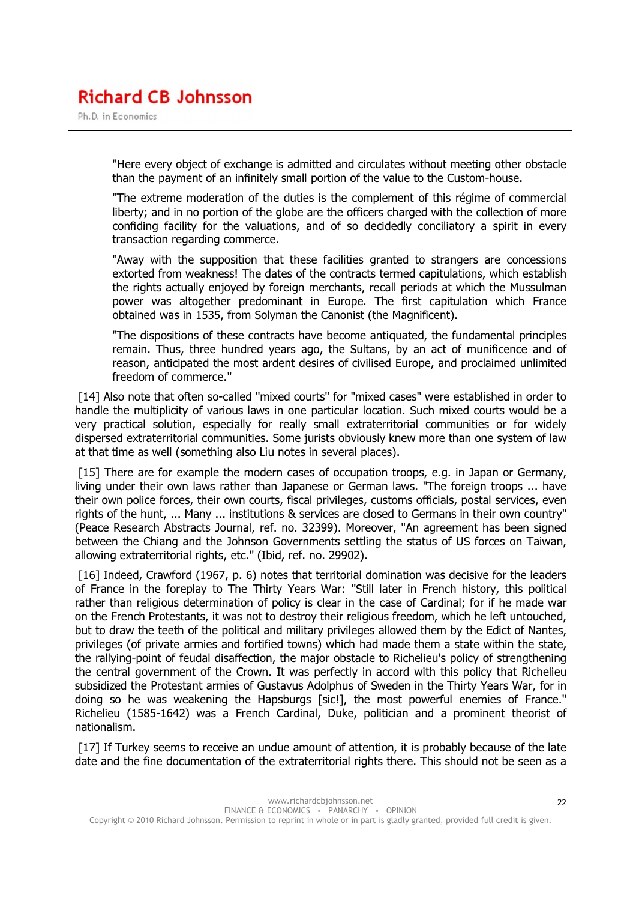> "Here every object of exchange is admitted and circulates without meeting other obstacle than the payment of an infinitely small portion of the value to the Custom-house.
>
> "The extreme moderation of the duties is the complement of this régime of commercial liberty; and in no portion of the globe are the officers charged with the collection of more confiding facility for the valuations, and of so decidedly conciliatory a spirit in every transaction regarding commerce.
>
> "Away with the supposition that these facilities granted to strangers are concessions extorted from weakness! The dates of the contracts termed capitulations, which establish the rights actually enjoyed by foreign merchants, recall periods at which the Mussulman power was altogether predominant in Europe. The first capitulation which France obtained was in 1535, from Solyman the Canonist (the Magnificent).
>
> "The dispositions of these contracts have become antiquated, the fundamental principles remain. Thus, three hundred years ago, the Sultans, by an act of munificence and of reason, anticipated the most ardent desires of civilised Europe, and proclaimed unlimited freedom of commerce."

[14] Also note that often so-called "mixed courts" for "mixed cases" were established in order to handle the multiplicity of various laws in one particular location. Such mixed courts would be a very practical solution, especially for really small extraterritorial communities or for widely dispersed extraterritorial communities. Some jurists obviously knew more than one system of law at that time as well (something also Liu notes in several places).

[15] There are for example the modern cases of occupation troops, e.g. in Japan or Germany, living under their own laws rather than Japanese or German laws. "The foreign troops ... have their own police forces, their own courts, fiscal privileges, customs officials, postal services, even rights of the hunt, ... Many ... institutions & services are closed to Germans in their own country" (Peace Research Abstracts Journal, ref. no. 32399). Moreover, "An agreement has been signed between the Chiang and the Johnson Governments settling the status of US forces on Taiwan, allowing extraterritorial rights, etc." (Ibid, ref. no. 29902).

[16] Indeed, Crawford (1967, p. 6) notes that territorial domination was decisive for the leaders of France in the foreplay to The Thirty Years War: "Still later in French history, this political rather than religious determination of policy is clear in the case of Cardinal; for if he made war on the French Protestants, it was not to destroy their religious freedom, which he left untouched, but to draw the teeth of the political and military privileges allowed them by the Edict of Nantes, privileges (of private armies and fortified towns) which had made them a state within the state, the rallying-point of feudal disaffection, the major obstacle to Richelieu's policy of strengthening the central government of the Crown. It was perfectly in accord with this policy that Richelieu subsidized the Protestant armies of Gustavus Adolphus of Sweden in the Thirty Years War, for in doing so he was weakening the Hapsburgs [sic!], the most powerful enemies of France." Richelieu (1585-1642) was a French Cardinal, Duke, politician and a prominent theorist of nationalism.

[17] If Turkey seems to receive an undue amount of attention, it is probably because of the late date and the fine documentation of the extraterritorial rights there. This should not be seen as a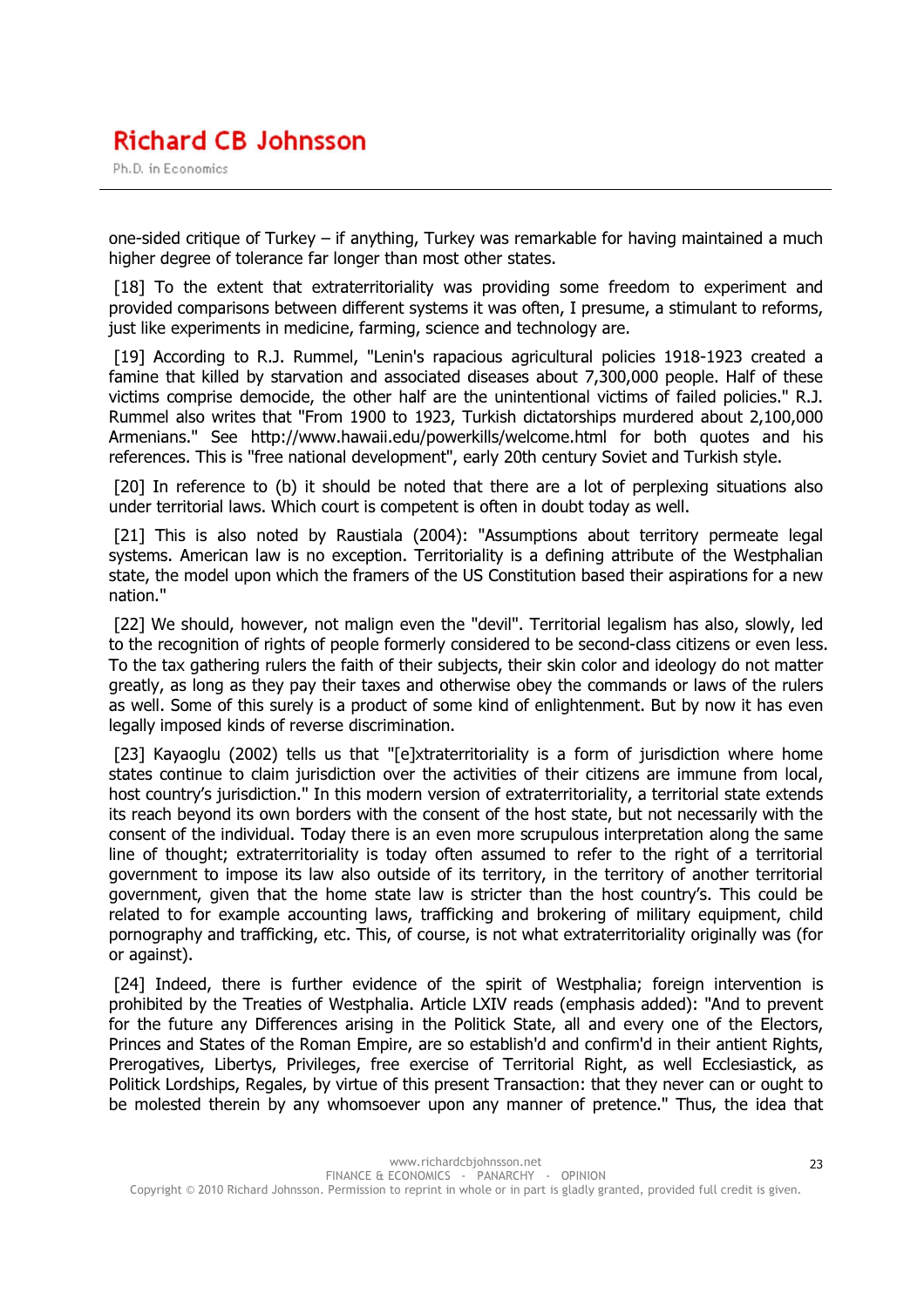one-sided critique of Turkey – if anything, Turkey was remarkable for having maintained a much higher degree of tolerance far longer than most other states.

[18] To the extent that extraterritoriality was providing some freedom to experiment and provided comparisons between different systems it was often, I presume, a stimulant to reforms, just like experiments in medicine, farming, science and technology are.

[19] According to R.J. Rummel, "Lenin's rapacious agricultural policies 1918-1923 created a famine that killed by starvation and associated diseases about 7,300,000 people. Half of these victims comprise democide, the other half are the unintentional victims of failed policies." R.J. Rummel also writes that "From 1900 to 1923, Turkish dictatorships murdered about 2,100,000 Armenians." See http://www.hawaii.edu/powerkills/welcome.html for both quotes and his references. This is "free national development", early 20th century Soviet and Turkish style.

[20] In reference to (b) it should be noted that there are a lot of perplexing situations also under territorial laws. Which court is competent is often in doubt today as well.

[21] This is also noted by Raustiala (2004): "Assumptions about territory permeate legal systems. American law is no exception. Territoriality is a defining attribute of the Westphalian state, the model upon which the framers of the US Constitution based their aspirations for a new nation."

[22] We should, however, not malign even the "devil". Territorial legalism has also, slowly, led to the recognition of rights of people formerly considered to be second-class citizens or even less. To the tax gathering rulers the faith of their subjects, their skin color and ideology do not matter greatly, as long as they pay their taxes and otherwise obey the commands or laws of the rulers as well. Some of this surely is a product of some kind of enlightenment. But by now it has even legally imposed kinds of reverse discrimination.

[23] Kayaoglu (2002) tells us that "[e]xtraterritoriality is a form of jurisdiction where home states continue to claim jurisdiction over the activities of their citizens are immune from local, host country's jurisdiction." In this modern version of extraterritoriality, a territorial state extends its reach beyond its own borders with the consent of the host state, but not necessarily with the consent of the individual. Today there is an even more scrupulous interpretation along the same line of thought; extraterritoriality is today often assumed to refer to the right of a territorial government to impose its law also outside of its territory, in the territory of another territorial government, given that the home state law is stricter than the host country's. This could be related to for example accounting laws, trafficking and brokering of military equipment, child pornography and trafficking, etc. This, of course, is not what extraterritoriality originally was (for or against).

[24] Indeed, there is further evidence of the spirit of Westphalia; foreign intervention is prohibited by the Treaties of Westphalia. Article LXIV reads (emphasis added): "And to prevent for the future any Differences arising in the Politick State, all and every one of the Electors, Princes and States of the Roman Empire, are so establish'd and confirm'd in their antient Rights, Prerogatives, Libertys, Privileges, free exercise of Territorial Right, as well Ecclesiastick, as Politick Lordships, Regales, by virtue of this present Transaction: that they never can or ought to be molested therein by any whomsoever upon any manner of pretence." Thus, the idea that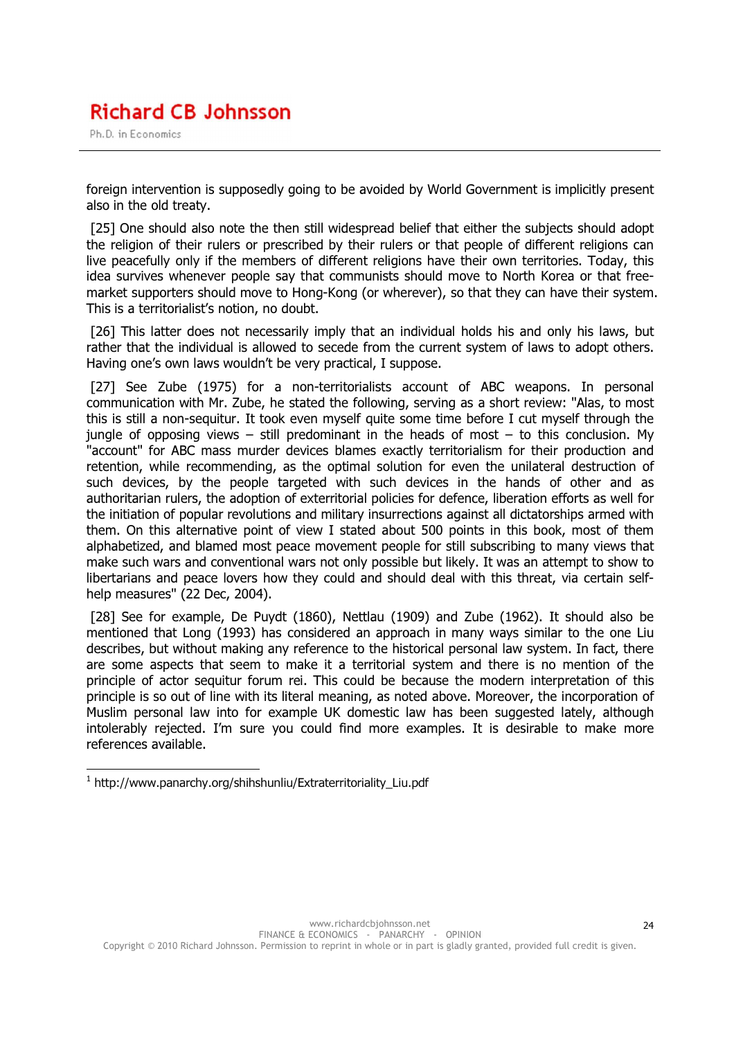foreign intervention is supposedly going to be avoided by World Government is implicitly present also in the old treaty.

[25] One should also note the then still widespread belief that either the subjects should adopt the religion of their rulers or prescribed by their rulers or that people of different religions can live peacefully only if the members of different religions have their own territories. Today, this idea survives whenever people say that communists should move to North Korea or that free-market supporters should move to Hong-Kong (or wherever), so that they can have their system. This is a territorialist's notion, no doubt.

[26] This latter does not necessarily imply that an individual holds his and only his laws, but rather that the individual is allowed to secede from the current system of laws to adopt others. Having one's own laws wouldn't be very practical, I suppose.

[27] See Zube (1975) for a non-territorialists account of ABC weapons. In personal communication with Mr. Zube, he stated the following, serving as a short review: "Alas, to most this is still a non-sequitur. It took even myself quite some time before I cut myself through the jungle of opposing views – still predominant in the heads of most – to this conclusion. My "account" for ABC mass murder devices blames exactly territorialism for their production and retention, while recommending, as the optimal solution for even the unilateral destruction of such devices, by the people targeted with such devices in the hands of other and as authoritarian rulers, the adoption of exterritorial policies for defence, liberation efforts as well for the initiation of popular revolutions and military insurrections against all dictatorships armed with them. On this alternative point of view I stated about 500 points in this book, most of them alphabetized, and blamed most peace movement people for still subscribing to many views that make such wars and conventional wars not only possible but likely. It was an attempt to show to libertarians and peace lovers how they could and should deal with this threat, via certain self-help measures" (22 Dec, 2004).

[28] See for example, De Puydt (1860), Nettlau (1909) and Zube (1962). It should also be mentioned that Long (1993) has considered an approach in many ways similar to the one Liu describes, but without making any reference to the historical personal law system. In fact, there are some aspects that seem to make it a territorial system and there is no mention of the principle of actor sequitur forum rei. This could be because the modern interpretation of this principle is so out of line with its literal meaning, as noted above. Moreover, the incorporation of Muslim personal law into for example UK domestic law has been suggested lately, although intolerably rejected. I'm sure you could find more examples. It is desirable to make more references available.

---

[1] http://www.panarchy.org/shihshunliu/Extraterritoriality_Liu.pdf